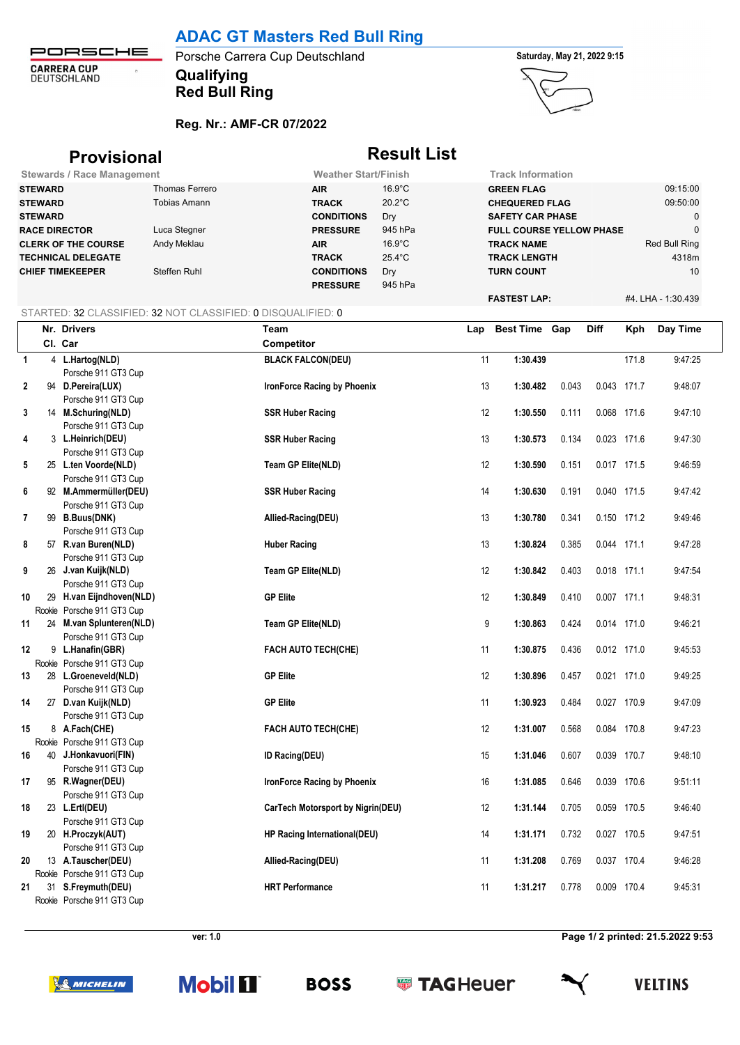# ADAC GT Masters Red Bull Ring

Porsche Carrera Cup Deutschland

## Qualifying
## Red Bull Ring

Saturday, May 21, 2022 9:15

**Reg. Nr.: AMF-CR 07/2022**

## Provisional Result List

| Stewards / Race Management | | Weather Start/Finish | | Track Information | |
|---|---|---|---|---|---|
| **STEWARD** | Thomas Ferrero | **AIR** | 16.9°C | **GREEN FLAG** | 09:15:00 |
| **STEWARD** | Tobias Amann | **TRACK** | 20.2°C | **CHEQUERED FLAG** | 09:50:00 |
| **STEWARD** | | **CONDITIONS** | Dry | **SAFETY CAR PHASE** | 0 |
| **RACE DIRECTOR** | Luca Stegner | **PRESSURE** | 945 hPa | **FULL COURSE YELLOW PHASE** | 0 |
| **CLERK OF THE COURSE** | Andy Meklau | **AIR** | 16.9°C | **TRACK NAME** | Red Bull Ring |
| **TECHNICAL DELEGATE** | | **TRACK** | 25.4°C | **TRACK LENGTH** | 4318m |
| **CHIEF TIMEKEEPER** | Steffen Ruhl | **CONDITIONS** | Dry | **TURN COUNT** | 10 |
| | | **PRESSURE** | 945 hPa | | |
| | | | | **FASTEST LAP:** | #4. LHA - 1:30.439 |

STARTED: 32 CLASSIFIED: 32 NOT CLASSIFIED: 0 DISQUALIFIED: 0

| | Nr. / Cl. | Drivers / Car | Team / Competitor | Lap | Best Time | Gap | Diff | Kph | Day Time |
|---|---|---|---|---|---|---|---|---|---|
| 1 | 4 | **L.Hartog(NLD)** Porsche 911 GT3 Cup | **BLACK FALCON(DEU)** | 11 | **1:30.439** | | | 171.8 | 9:47:25 |
| 2 | 94 | **D.Pereira(LUX)** Porsche 911 GT3 Cup | **IronForce Racing by Phoenix** | 13 | **1:30.482** | 0.043 | 0.043 | 171.7 | 9:48:07 |
| 3 | 14 | **M.Schuring(NLD)** Porsche 911 GT3 Cup | **SSR Huber Racing** | 12 | **1:30.550** | 0.111 | 0.068 | 171.6 | 9:47:10 |
| 4 | 3 | **L.Heinrich(DEU)** Porsche 911 GT3 Cup | **SSR Huber Racing** | 13 | **1:30.573** | 0.134 | 0.023 | 171.6 | 9:47:30 |
| 5 | 25 | **L.ten Voorde(NLD)** Porsche 911 GT3 Cup | **Team GP Elite(NLD)** | 12 | **1:30.590** | 0.151 | 0.017 | 171.5 | 9:46:59 |
| 6 | 92 | **M.Ammermüller(DEU)** Porsche 911 GT3 Cup | **SSR Huber Racing** | 14 | **1:30.630** | 0.191 | 0.040 | 171.5 | 9:47:42 |
| 7 | 99 | **B.Buus(DNK)** Porsche 911 GT3 Cup | **Allied-Racing(DEU)** | 13 | **1:30.780** | 0.341 | 0.150 | 171.2 | 9:49:46 |
| 8 | 57 | **R.van Buren(NLD)** Porsche 911 GT3 Cup | **Huber Racing** | 13 | **1:30.824** | 0.385 | 0.044 | 171.1 | 9:47:28 |
| 9 | 26 | **J.van Kuijk(NLD)** Porsche 911 GT3 Cup | **Team GP Elite(NLD)** | 12 | **1:30.842** | 0.403 | 0.018 | 171.1 | 9:47:54 |
| 10 | 29 Rookie | **H.van Eijndhoven(NLD)** Porsche 911 GT3 Cup | **GP Elite** | 12 | **1:30.849** | 0.410 | 0.007 | 171.1 | 9:48:31 |
| 11 | 24 | **M.van Splunteren(NLD)** Porsche 911 GT3 Cup | **Team GP Elite(NLD)** | 9 | **1:30.863** | 0.424 | 0.014 | 171.0 | 9:46:21 |
| 12 | 9 Rookie | **L.Hanafin(GBR)** Porsche 911 GT3 Cup | **FACH AUTO TECH(CHE)** | 11 | **1:30.875** | 0.436 | 0.012 | 171.0 | 9:45:53 |
| 13 | 28 | **L.Groeneveld(NLD)** Porsche 911 GT3 Cup | **GP Elite** | 12 | **1:30.896** | 0.457 | 0.021 | 171.0 | 9:49:25 |
| 14 | 27 | **D.van Kuijk(NLD)** Porsche 911 GT3 Cup | **GP Elite** | 11 | **1:30.923** | 0.484 | 0.027 | 170.9 | 9:47:09 |
| 15 | 8 Rookie | **A.Fach(CHE)** Porsche 911 GT3 Cup | **FACH AUTO TECH(CHE)** | 12 | **1:31.007** | 0.568 | 0.084 | 170.8 | 9:47:23 |
| 16 | 40 | **J.Honkavuori(FIN)** Porsche 911 GT3 Cup | **ID Racing(DEU)** | 15 | **1:31.046** | 0.607 | 0.039 | 170.7 | 9:48:10 |
| 17 | 95 | **R.Wagner(DEU)** Porsche 911 GT3 Cup | **IronForce Racing by Phoenix** | 16 | **1:31.085** | 0.646 | 0.039 | 170.6 | 9:51:11 |
| 18 | 23 | **L.Ertl(DEU)** Porsche 911 GT3 Cup | **CarTech Motorsport by Nigrin(DEU)** | 12 | **1:31.144** | 0.705 | 0.059 | 170.5 | 9:46:40 |
| 19 | 20 | **H.Proczyk(AUT)** Porsche 911 GT3 Cup | **HP Racing International(DEU)** | 14 | **1:31.171** | 0.732 | 0.027 | 170.5 | 9:47:51 |
| 20 | 13 Rookie | **A.Tauscher(DEU)** Porsche 911 GT3 Cup | **Allied-Racing(DEU)** | 11 | **1:31.208** | 0.769 | 0.037 | 170.4 | 9:46:28 |
| 21 | 31 Rookie | **S.Freymuth(DEU)** Porsche 911 GT3 Cup | **HRT Performance** | 11 | **1:31.217** | 0.778 | 0.009 | 170.4 | 9:45:31 |

ver: 1.0

Page 1/ 2 printed: 21.5.2022 9:53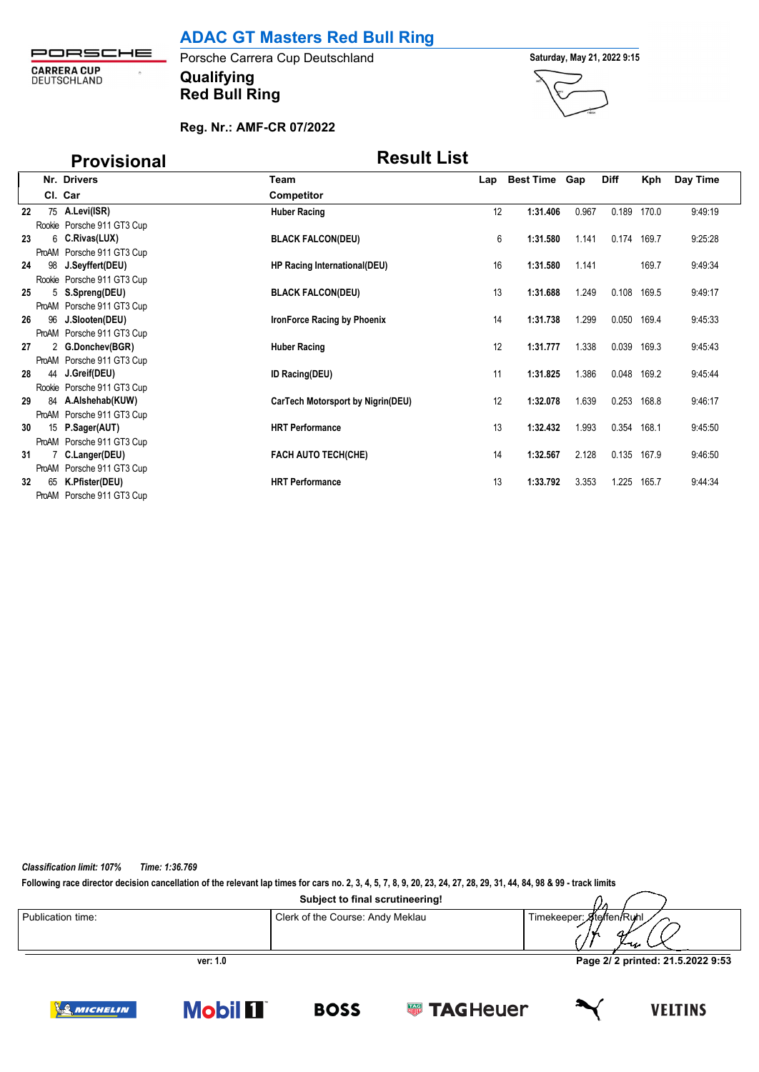# ADAC GT Masters Red Bull Ring

Porsche Carrera Cup Deutschland

**Qualifying**
**Red Bull Ring**

Saturday, May 21, 2022 9:15

**Reg. Nr.: AMF-CR 07/2022**

## Provisional Result List

| | Nr. | Drivers / Car | Cl. | Team / Competitor | Lap | Best Time | Gap | Diff | Kph | Day Time |
|---|---|---|---|---|---|---|---|---|---|---|
| 22 | 75 | A.Levi(ISR) / Porsche 911 GT3 Cup | Rookie | Huber Racing | 12 | 1:31.406 | 0.967 | 0.189 | 170.0 | 9:49:19 |
| 23 | 6 | C.Rivas(LUX) / Porsche 911 GT3 Cup | ProAM | BLACK FALCON(DEU) | 6 | 1:31.580 | 1.141 | 0.174 | 169.7 | 9:25:28 |
| 24 | 98 | J.Seyffert(DEU) / Porsche 911 GT3 Cup | Rookie | HP Racing International(DEU) | 16 | 1:31.580 | 1.141 | | 169.7 | 9:49:34 |
| 25 | 5 | S.Spreng(DEU) / Porsche 911 GT3 Cup | ProAM | BLACK FALCON(DEU) | 13 | 1:31.688 | 1.249 | 0.108 | 169.5 | 9:49:17 |
| 26 | 96 | J.Slooten(DEU) / Porsche 911 GT3 Cup | ProAM | IronForce Racing by Phoenix | 14 | 1:31.738 | 1.299 | 0.050 | 169.4 | 9:45:33 |
| 27 | 2 | G.Donchev(BGR) / Porsche 911 GT3 Cup | ProAM | Huber Racing | 12 | 1:31.777 | 1.338 | 0.039 | 169.3 | 9:45:43 |
| 28 | 44 | J.Greif(DEU) / Porsche 911 GT3 Cup | Rookie | ID Racing(DEU) | 11 | 1:31.825 | 1.386 | 0.048 | 169.2 | 9:45:44 |
| 29 | 84 | A.Alshehab(KUW) / Porsche 911 GT3 Cup | ProAM | CarTech Motorsport by Nigrin(DEU) | 12 | 1:32.078 | 1.639 | 0.253 | 168.8 | 9:46:17 |
| 30 | 15 | P.Sager(AUT) / Porsche 911 GT3 Cup | ProAM | HRT Performance | 13 | 1:32.432 | 1.993 | 0.354 | 168.1 | 9:45:50 |
| 31 | 7 | C.Langer(DEU) / Porsche 911 GT3 Cup | ProAM | FACH AUTO TECH(CHE) | 14 | 1:32.567 | 2.128 | 0.135 | 167.9 | 9:46:50 |
| 32 | 65 | K.Pfister(DEU) / Porsche 911 GT3 Cup | ProAM | HRT Performance | 13 | 1:33.792 | 3.353 | 1.225 | 165.7 | 9:44:34 |

*Classification limit: 107%* *Time: 1:36.769*

**Following race director decision cancellation of the relevant lap times for cars no. 2, 3, 4, 5, 7, 8, 9, 20, 23, 24, 27, 28, 29, 31, 44, 84, 98 & 99 - track limits**

**Subject to final scrutineering!**

| Publication time: | Clerk of the Course: Andy Meklau | Timekeeper: Steffen Ruhl |
|---|---|---|

ver: 1.0

Page 2/ 2 printed: 21.5.2022 9:53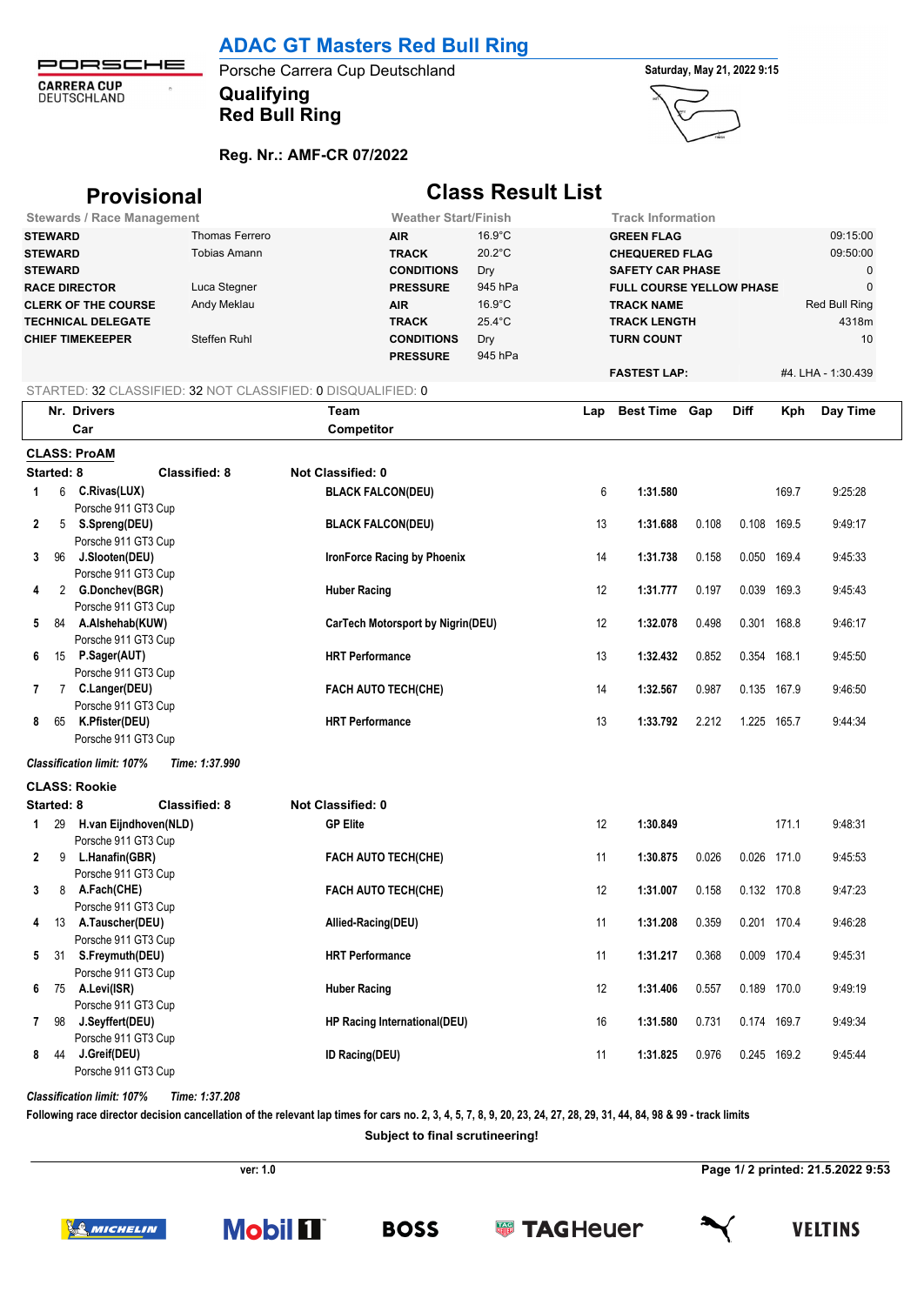# ADAC GT Masters Red Bull Ring

Porsche Carrera Cup Deutschland

## Qualifying
## Red Bull Ring

Saturday, May 21, 2022 9:15

**Reg. Nr.: AMF-CR 07/2022**

## Provisional Class Result List

| Stewards / Race Management | | Weather Start/Finish | | Track Information | |
|---|---|---|---|---|---|
| **STEWARD** | Thomas Ferrero | **AIR** | 16.9°C | **GREEN FLAG** | 09:15:00 |
| **STEWARD** | Tobias Amann | **TRACK** | 20.2°C | **CHEQUERED FLAG** | 09:50:00 |
| **STEWARD** | | **CONDITIONS** | Dry | **SAFETY CAR PHASE** | 0 |
| **RACE DIRECTOR** | Luca Stegner | **PRESSURE** | 945 hPa | **FULL COURSE YELLOW PHASE** | 0 |
| **CLERK OF THE COURSE** | Andy Meklau | **AIR** | 16.9°C | **TRACK NAME** | Red Bull Ring |
| **TECHNICAL DELEGATE** | | **TRACK** | 25.4°C | **TRACK LENGTH** | 4318m |
| **CHIEF TIMEKEEPER** | Steffen Ruhl | **CONDITIONS** | Dry | **TURN COUNT** | 10 |
| | | **PRESSURE** | 945 hPa | | |
| | | | | **FASTEST LAP:** | #4. LHA - 1:30.439 |

STARTED: 32 CLASSIFIED: 32 NOT CLASSIFIED: 0 DISQUALIFIED: 0

**CLASS: ProAM**

Started: 8 Classified: 8 Not Classified: 0

| | Nr. | Drivers / Car | Team / Competitor | Lap | Best Time | Gap | Diff | Kph | Day Time |
|---|---|---|---|---|---|---|---|---|---|
| 1 | 6 | C.Rivas(LUX) / Porsche 911 GT3 Cup | BLACK FALCON(DEU) | 6 | 1:31.580 | | | 169.7 | 9:25:28 |
| 2 | 5 | S.Spreng(DEU) / Porsche 911 GT3 Cup | BLACK FALCON(DEU) | 13 | 1:31.688 | 0.108 | 0.108 | 169.5 | 9:49:17 |
| 3 | 96 | J.Slooten(DEU) / Porsche 911 GT3 Cup | IronForce Racing by Phoenix | 14 | 1:31.738 | 0.158 | 0.050 | 169.4 | 9:45:33 |
| 4 | 2 | G.Donchev(BGR) / Porsche 911 GT3 Cup | Huber Racing | 12 | 1:31.777 | 0.197 | 0.039 | 169.3 | 9:45:43 |
| 5 | 84 | A.Alshehab(KUW) / Porsche 911 GT3 Cup | CarTech Motorsport by Nigrin(DEU) | 12 | 1:32.078 | 0.498 | 0.301 | 168.8 | 9:46:17 |
| 6 | 15 | P.Sager(AUT) / Porsche 911 GT3 Cup | HRT Performance | 13 | 1:32.432 | 0.852 | 0.354 | 168.1 | 9:45:50 |
| 7 | 7 | C.Langer(DEU) / Porsche 911 GT3 Cup | FACH AUTO TECH(CHE) | 14 | 1:32.567 | 0.987 | 0.135 | 167.9 | 9:46:50 |
| 8 | 65 | K.Pfister(DEU) / Porsche 911 GT3 Cup | HRT Performance | 13 | 1:33.792 | 2.212 | 1.225 | 165.7 | 9:44:34 |

*Classification limit: 107% Time: 1:37.990*

**CLASS: Rookie**

Started: 8 Classified: 8 Not Classified: 0

| | Nr. | Drivers / Car | Team / Competitor | Lap | Best Time | Gap | Diff | Kph | Day Time |
|---|---|---|---|---|---|---|---|---|---|
| 1 | 29 | H.van Eijndhoven(NLD) / Porsche 911 GT3 Cup | GP Elite | 12 | 1:30.849 | | | 171.1 | 9:48:31 |
| 2 | 9 | L.Hanafin(GBR) / Porsche 911 GT3 Cup | FACH AUTO TECH(CHE) | 11 | 1:30.875 | 0.026 | 0.026 | 171.0 | 9:45:53 |
| 3 | 8 | A.Fach(CHE) / Porsche 911 GT3 Cup | FACH AUTO TECH(CHE) | 12 | 1:31.007 | 0.158 | 0.132 | 170.8 | 9:47:23 |
| 4 | 13 | A.Tauscher(DEU) / Porsche 911 GT3 Cup | Allied-Racing(DEU) | 11 | 1:31.208 | 0.359 | 0.201 | 170.4 | 9:46:28 |
| 5 | 31 | S.Freymuth(DEU) / Porsche 911 GT3 Cup | HRT Performance | 11 | 1:31.217 | 0.368 | 0.009 | 170.4 | 9:45:31 |
| 6 | 75 | A.Levi(ISR) / Porsche 911 GT3 Cup | Huber Racing | 12 | 1:31.406 | 0.557 | 0.189 | 170.0 | 9:49:19 |
| 7 | 98 | J.Seyffert(DEU) / Porsche 911 GT3 Cup | HP Racing International(DEU) | 16 | 1:31.580 | 0.731 | 0.174 | 169.7 | 9:49:34 |
| 8 | 44 | J.Greif(DEU) / Porsche 911 GT3 Cup | ID Racing(DEU) | 11 | 1:31.825 | 0.976 | 0.245 | 169.2 | 9:45:44 |

*Classification limit: 107% Time: 1:37.208*

**Following race director decision cancellation of the relevant lap times for cars no. 2, 3, 4, 5, 7, 8, 9, 20, 23, 24, 27, 28, 29, 31, 44, 84, 98 & 99 - track limits**

**Subject to final scrutineering!**

ver: 1.0

**Page 1/ 2 printed: 21.5.2022 9:53**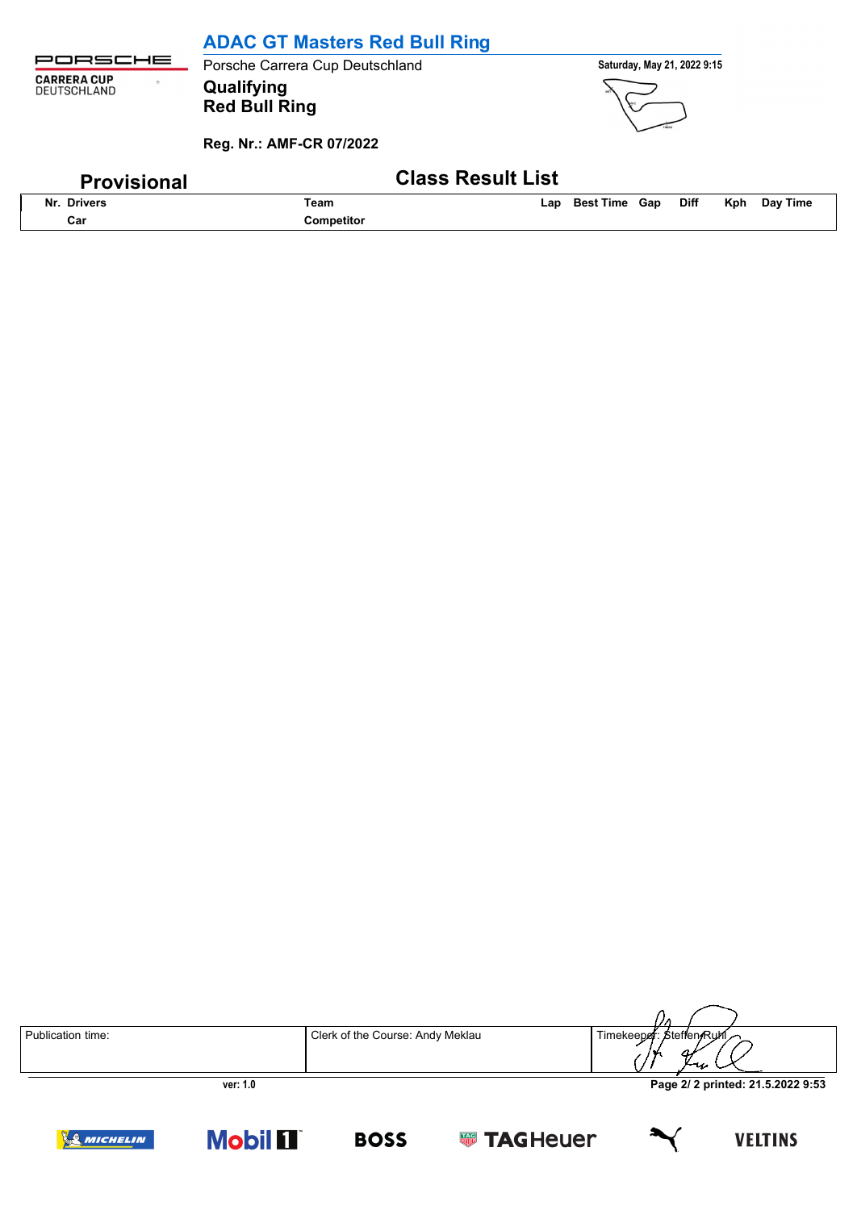# ADAC GT Masters Red Bull Ring

Porsche Carrera Cup Deutschland

**Qualifying**
**Red Bull Ring**

Saturday, May 21, 2022 9:15

**Reg. Nr.: AMF-CR 07/2022**

## Provisional

## Class Result List

| Nr. | Drivers / Car | Team / Competitor | Lap | Best Time | Gap | Diff | Kph | Day Time |
|---|---|---|---|---|---|---|---|---|

| Publication time: | Clerk of the Course: Andy Meklau | Timekeeper: Steffen Ruhl |
|---|---|---|

ver: 1.0

printed: 21.5.2022 9:53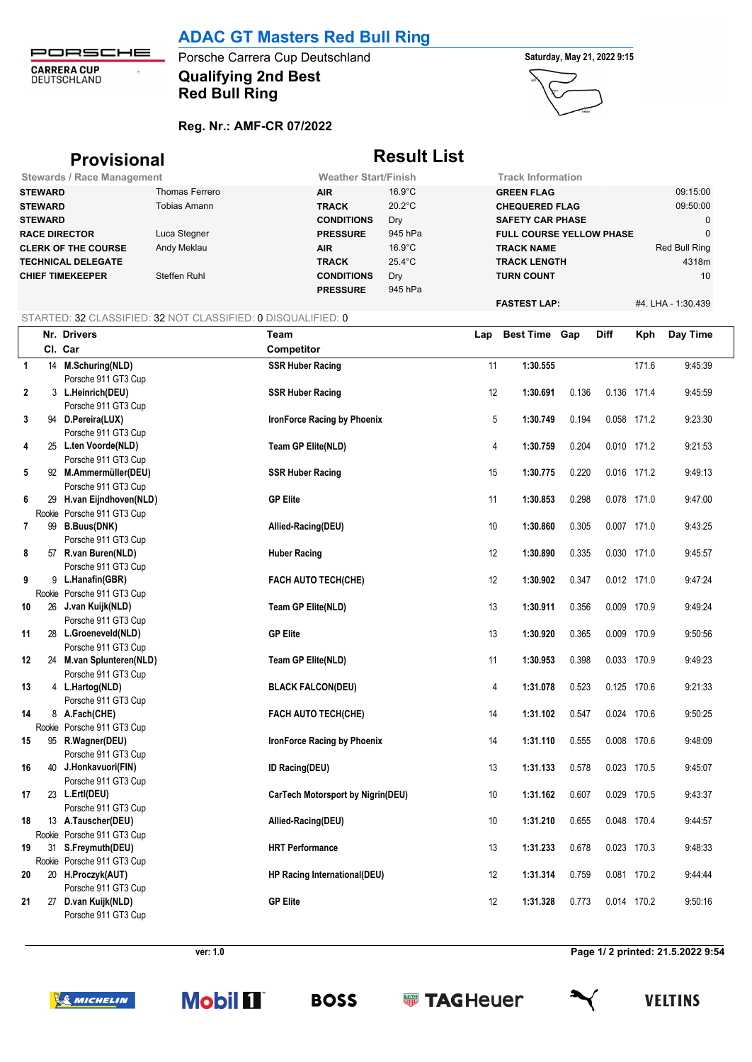# ADAC GT Masters Red Bull Ring

Porsche Carrera Cup Deutschland

## Qualifying 2nd Best
## Red Bull Ring

Saturday, May 21, 2022 9:15

**Reg. Nr.: AMF-CR 07/2022**

## Provisional Result List

| Stewards / Race Management | | Weather Start/Finish | | Track Information | |
|---|---|---|---|---|---|
| **STEWARD** | Thomas Ferrero | **AIR** | 16.9°C | **GREEN FLAG** | 09:15:00 |
| **STEWARD** | Tobias Amann | **TRACK** | 20.2°C | **CHEQUERED FLAG** | 09:50:00 |
| **STEWARD** | | **CONDITIONS** | Dry | **SAFETY CAR PHASE** | 0 |
| **RACE DIRECTOR** | Luca Stegner | **PRESSURE** | 945 hPa | **FULL COURSE YELLOW PHASE** | 0 |
| **CLERK OF THE COURSE** | Andy Meklau | **AIR** | 16.9°C | **TRACK NAME** | Red Bull Ring |
| **TECHNICAL DELEGATE** | | **TRACK** | 25.4°C | **TRACK LENGTH** | 4318m |
| **CHIEF TIMEKEEPER** | Steffen Ruhl | **CONDITIONS** | Dry | **TURN COUNT** | 10 |
| | | **PRESSURE** | 945 hPa | | |
| | | | | **FASTEST LAP:** | #4. LHA - 1:30.439 |

STARTED: 32 CLASSIFIED: 32 NOT CLASSIFIED: 0 DISQUALIFIED: 0

| | Nr. Cl. | Drivers / Car | Team / Competitor | Lap | Best Time | Gap | Diff | Kph | Day Time |
|---|---|---|---|---|---|---|---|---|---|
| 1 | 14 | **M.Schuring(NLD)** Porsche 911 GT3 Cup | **SSR Huber Racing** | 11 | **1:30.555** | | | 171.6 | 9:45:39 |
| 2 | 3 | **L.Heinrich(DEU)** Porsche 911 GT3 Cup | **SSR Huber Racing** | 12 | **1:30.691** | 0.136 | 0.136 | 171.4 | 9:45:59 |
| 3 | 94 | **D.Pereira(LUX)** Porsche 911 GT3 Cup | **IronForce Racing by Phoenix** | 5 | **1:30.749** | 0.194 | 0.058 | 171.2 | 9:23:30 |
| 4 | 25 | **L.ten Voorde(NLD)** Porsche 911 GT3 Cup | **Team GP Elite(NLD)** | 4 | **1:30.759** | 0.204 | 0.010 | 171.2 | 9:21:53 |
| 5 | 92 | **M.Ammermüller(DEU)** Porsche 911 GT3 Cup | **SSR Huber Racing** | 15 | **1:30.775** | 0.220 | 0.016 | 171.2 | 9:49:13 |
| 6 | 29 Rookie | **H.van Eijndhoven(NLD)** Porsche 911 GT3 Cup | **GP Elite** | 11 | **1:30.853** | 0.298 | 0.078 | 171.0 | 9:47:00 |
| 7 | 99 | **B.Buus(DNK)** Porsche 911 GT3 Cup | **Allied-Racing(DEU)** | 10 | **1:30.860** | 0.305 | 0.007 | 171.0 | 9:43:25 |
| 8 | 57 | **R.van Buren(NLD)** Porsche 911 GT3 Cup | **Huber Racing** | 12 | **1:30.890** | 0.335 | 0.030 | 171.0 | 9:45:57 |
| 9 | 9 Rookie | **L.Hanafin(GBR)** Porsche 911 GT3 Cup | **FACH AUTO TECH(CHE)** | 12 | **1:30.902** | 0.347 | 0.012 | 171.0 | 9:47:24 |
| 10 | 26 | **J.van Kuijk(NLD)** Porsche 911 GT3 Cup | **Team GP Elite(NLD)** | 13 | **1:30.911** | 0.356 | 0.009 | 170.9 | 9:49:24 |
| 11 | 28 | **L.Groeneveld(NLD)** Porsche 911 GT3 Cup | **GP Elite** | 13 | **1:30.920** | 0.365 | 0.009 | 170.9 | 9:50:56 |
| 12 | 24 | **M.van Splunteren(NLD)** Porsche 911 GT3 Cup | **Team GP Elite(NLD)** | 11 | **1:30.953** | 0.398 | 0.033 | 170.9 | 9:49:23 |
| 13 | 4 | **L.Hartog(NLD)** Porsche 911 GT3 Cup | **BLACK FALCON(DEU)** | 4 | **1:31.078** | 0.523 | 0.125 | 170.6 | 9:21:33 |
| 14 | 8 Rookie | **A.Fach(CHE)** Porsche 911 GT3 Cup | **FACH AUTO TECH(CHE)** | 14 | **1:31.102** | 0.547 | 0.024 | 170.6 | 9:50:25 |
| 15 | 95 | **R.Wagner(DEU)** Porsche 911 GT3 Cup | **IronForce Racing by Phoenix** | 14 | **1:31.110** | 0.555 | 0.008 | 170.6 | 9:48:09 |
| 16 | 40 | **J.Honkavuori(FIN)** Porsche 911 GT3 Cup | **ID Racing(DEU)** | 13 | **1:31.133** | 0.578 | 0.023 | 170.5 | 9:45:07 |
| 17 | 23 | **L.Ertl(DEU)** Porsche 911 GT3 Cup | **CarTech Motorsport by Nigrin(DEU)** | 10 | **1:31.162** | 0.607 | 0.029 | 170.5 | 9:43:37 |
| 18 | 13 Rookie | **A.Tauscher(DEU)** Porsche 911 GT3 Cup | **Allied-Racing(DEU)** | 10 | **1:31.210** | 0.655 | 0.048 | 170.4 | 9:44:57 |
| 19 | 31 Rookie | **S.Freymuth(DEU)** Porsche 911 GT3 Cup | **HRT Performance** | 13 | **1:31.233** | 0.678 | 0.023 | 170.3 | 9:48:33 |
| 20 | 20 | **H.Proczyk(AUT)** Porsche 911 GT3 Cup | **HP Racing International(DEU)** | 12 | **1:31.314** | 0.759 | 0.081 | 170.2 | 9:44:44 |
| 21 | 27 | **D.van Kuijk(NLD)** Porsche 911 GT3 Cup | **GP Elite** | 12 | **1:31.328** | 0.773 | 0.014 | 170.2 | 9:50:16 |

ver: 1.0

**Page 1/ 2 printed: 21.5.2022 9:54**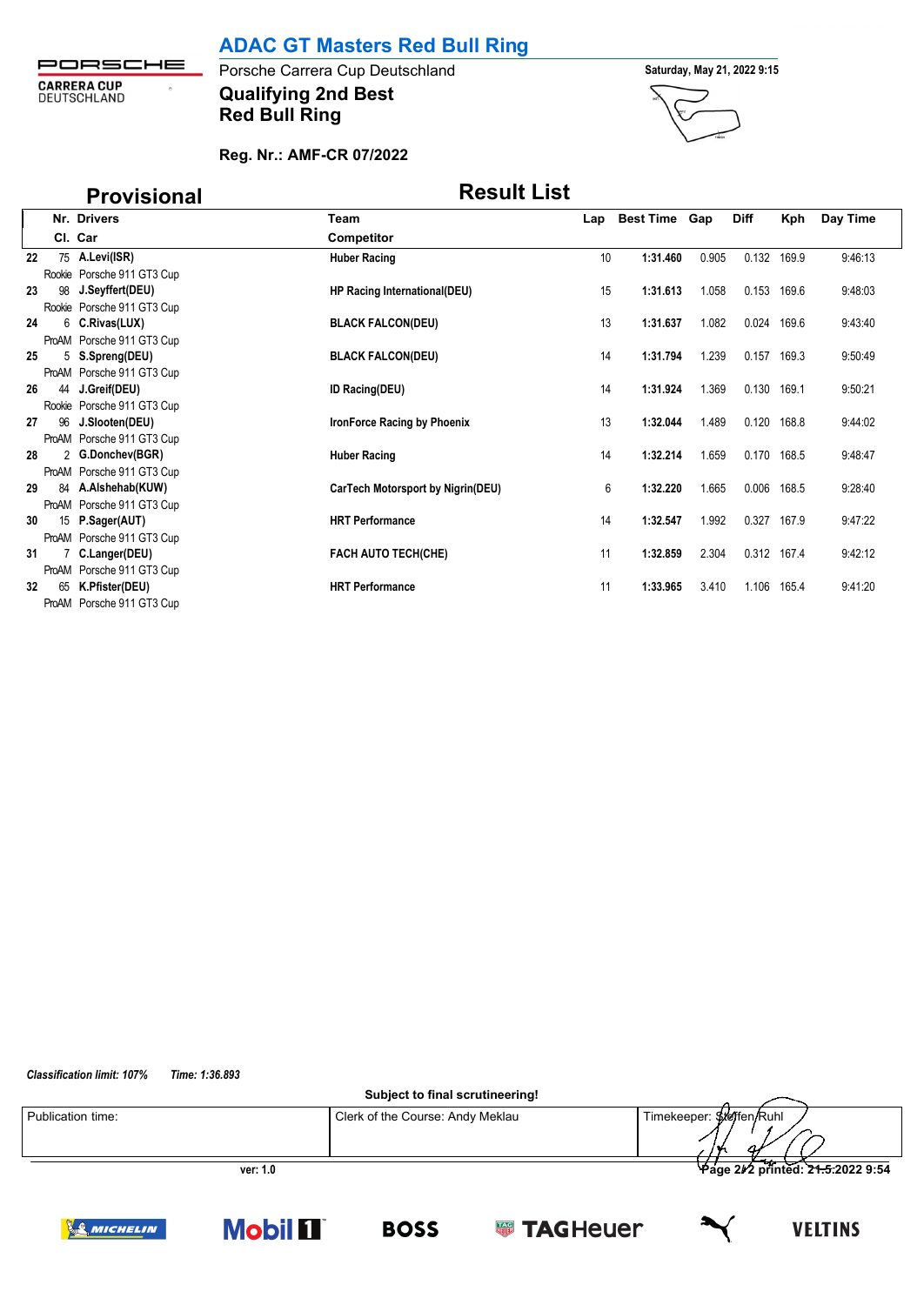# ADAC GT Masters Red Bull Ring

Porsche Carrera Cup Deutschland

**Saturday, May 21, 2022 9:15**

## Qualifying 2nd Best
## Red Bull Ring

**Reg. Nr.: AMF-CR 07/2022**

## Provisional — Result List

| | Nr. | Drivers | Team | Lap | Best Time | Gap | Diff | Kph | Day Time |
|---|---|---|---|---|---|---|---|---|---|
| | Cl. | Car | Competitor | | | | | | |
| 22 | 75 | A.Levi(ISR) | Huber Racing | 10 | 1:31.460 | 0.905 | 0.132 | 169.9 | 9:46:13 |
| | Rookie | Porsche 911 GT3 Cup | | | | | | | |
| 23 | 98 | J.Seyffert(DEU) | HP Racing International(DEU) | 15 | 1:31.613 | 1.058 | 0.153 | 169.6 | 9:48:03 |
| | Rookie | Porsche 911 GT3 Cup | | | | | | | |
| 24 | 6 | C.Rivas(LUX) | BLACK FALCON(DEU) | 13 | 1:31.637 | 1.082 | 0.024 | 169.6 | 9:43:40 |
| | ProAM | Porsche 911 GT3 Cup | | | | | | | |
| 25 | 5 | S.Spreng(DEU) | BLACK FALCON(DEU) | 14 | 1:31.794 | 1.239 | 0.157 | 169.3 | 9:50:49 |
| | ProAM | Porsche 911 GT3 Cup | | | | | | | |
| 26 | 44 | J.Greif(DEU) | ID Racing(DEU) | 14 | 1:31.924 | 1.369 | 0.130 | 169.1 | 9:50:21 |
| | Rookie | Porsche 911 GT3 Cup | | | | | | | |
| 27 | 96 | J.Slooten(DEU) | IronForce Racing by Phoenix | 13 | 1:32.044 | 1.489 | 0.120 | 168.8 | 9:44:02 |
| | ProAM | Porsche 911 GT3 Cup | | | | | | | |
| 28 | 2 | G.Donchev(BGR) | Huber Racing | 14 | 1:32.214 | 1.659 | 0.170 | 168.5 | 9:48:47 |
| | ProAM | Porsche 911 GT3 Cup | | | | | | | |
| 29 | 84 | A.Alshehab(KUW) | CarTech Motorsport by Nigrin(DEU) | 6 | 1:32.220 | 1.665 | 0.006 | 168.5 | 9:28:40 |
| | ProAM | Porsche 911 GT3 Cup | | | | | | | |
| 30 | 15 | P.Sager(AUT) | HRT Performance | 14 | 1:32.547 | 1.992 | 0.327 | 167.9 | 9:47:22 |
| | ProAM | Porsche 911 GT3 Cup | | | | | | | |
| 31 | 7 | C.Langer(DEU) | FACH AUTO TECH(CHE) | 11 | 1:32.859 | 2.304 | 0.312 | 167.4 | 9:42:12 |
| | ProAM | Porsche 911 GT3 Cup | | | | | | | |
| 32 | 65 | K.Pfister(DEU) | HRT Performance | 11 | 1:33.965 | 3.410 | 1.106 | 165.4 | 9:41:20 |
| | ProAM | Porsche 911 GT3 Cup | | | | | | | |

*Classification limit: 107%* *Time: 1:36.893*

**Subject to final scrutineering!**

| Publication time: | Clerk of the Course: Andy Meklau | Timekeeper: Steffen Ruhl |
|---|---|---|

ver: 1.0

printed: 21.5.2022 9:54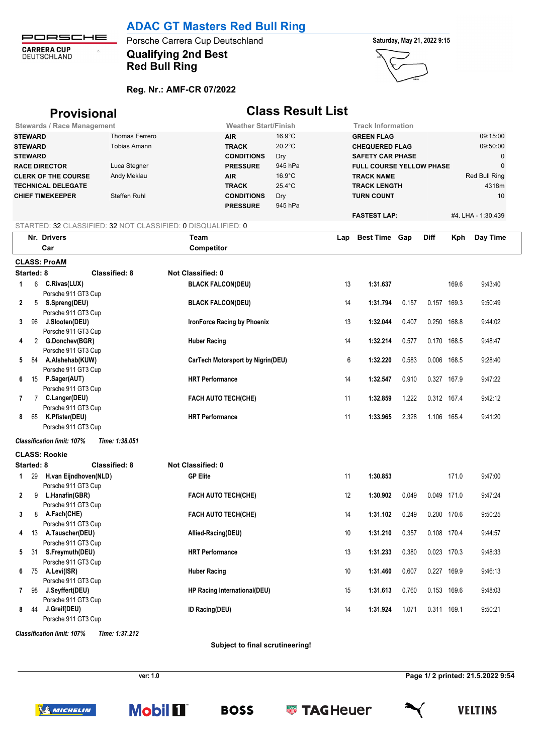# ADAC GT Masters Red Bull Ring

Porsche Carrera Cup Deutschland

**Qualifying 2nd Best**
**Red Bull Ring**

**Reg. Nr.: AMF-CR 07/2022**

**Saturday, May 21, 2022 9:15**

## Provisional Class Result List

| Stewards / Race Management | | Weather Start/Finish | | Track Information | |
|---|---|---|---|---|---|
| **STEWARD** | Thomas Ferrero | **AIR** | 16.9°C | **GREEN FLAG** | 09:15:00 |
| **STEWARD** | Tobias Amann | **TRACK** | 20.2°C | **CHEQUERED FLAG** | 09:50:00 |
| **STEWARD** | | **CONDITIONS** | Dry | **SAFETY CAR PHASE** | 0 |
| **RACE DIRECTOR** | Luca Stegner | **PRESSURE** | 945 hPa | **FULL COURSE YELLOW PHASE** | 0 |
| **CLERK OF THE COURSE** | Andy Meklau | **AIR** | 16.9°C | **TRACK NAME** | Red Bull Ring |
| **TECHNICAL DELEGATE** | | **TRACK** | 25.4°C | **TRACK LENGTH** | 4318m |
| **CHIEF TIMEKEEPER** | Steffen Ruhl | **CONDITIONS** | Dry | **TURN COUNT** | 10 |
| | | **PRESSURE** | 945 hPa | | |
| | | | | **FASTEST LAP:** | #4. LHA - 1:30.439 |

STARTED: 32 CLASSIFIED: 32 NOT CLASSIFIED: 0 DISQUALIFIED: 0

**CLASS: ProAM**

Started: 8 Classified: 8 Not Classified: 0

| | Nr. | Drivers / Car | Team / Competitor | Lap | Best Time | Gap | Diff | Kph | Day Time |
|---|---|---|---|---|---|---|---|---|---|
| 1 | 6 | **C.Rivas(LUX)** Porsche 911 GT3 Cup | **BLACK FALCON(DEU)** | 13 | **1:31.637** | | | 169.6 | 9:43:40 |
| 2 | 5 | **S.Spreng(DEU)** Porsche 911 GT3 Cup | **BLACK FALCON(DEU)** | 14 | **1:31.794** | 0.157 | 0.157 | 169.3 | 9:50:49 |
| 3 | 96 | **J.Slooten(DEU)** Porsche 911 GT3 Cup | **IronForce Racing by Phoenix** | 13 | **1:32.044** | 0.407 | 0.250 | 168.8 | 9:44:02 |
| 4 | 2 | **G.Donchev(BGR)** Porsche 911 GT3 Cup | **Huber Racing** | 14 | **1:32.214** | 0.577 | 0.170 | 168.5 | 9:48:47 |
| 5 | 84 | **A.Alshehab(KUW)** Porsche 911 GT3 Cup | **CarTech Motorsport by Nigrin(DEU)** | 6 | **1:32.220** | 0.583 | 0.006 | 168.5 | 9:28:40 |
| 6 | 15 | **P.Sager(AUT)** Porsche 911 GT3 Cup | **HRT Performance** | 14 | **1:32.547** | 0.910 | 0.327 | 167.9 | 9:47:22 |
| 7 | 7 | **C.Langer(DEU)** Porsche 911 GT3 Cup | **FACH AUTO TECH(CHE)** | 11 | **1:32.859** | 1.222 | 0.312 | 167.4 | 9:42:12 |
| 8 | 65 | **K.Pfister(DEU)** Porsche 911 GT3 Cup | **HRT Performance** | 11 | **1:33.965** | 2.328 | 1.106 | 165.4 | 9:41:20 |

*Classification limit: 107%* *Time: 1:38.051*

**CLASS: Rookie**

Started: 8 Classified: 8 Not Classified: 0

| | Nr. | Drivers / Car | Team / Competitor | Lap | Best Time | Gap | Diff | Kph | Day Time |
|---|---|---|---|---|---|---|---|---|---|
| 1 | 29 | **H.van Eijndhoven(NLD)** Porsche 911 GT3 Cup | **GP Elite** | 11 | **1:30.853** | | | 171.0 | 9:47:00 |
| 2 | 9 | **L.Hanafin(GBR)** Porsche 911 GT3 Cup | **FACH AUTO TECH(CHE)** | 12 | **1:30.902** | 0.049 | 0.049 | 171.0 | 9:47:24 |
| 3 | 8 | **A.Fach(CHE)** Porsche 911 GT3 Cup | **FACH AUTO TECH(CHE)** | 14 | **1:31.102** | 0.249 | 0.200 | 170.6 | 9:50:25 |
| 4 | 13 | **A.Tauscher(DEU)** Porsche 911 GT3 Cup | **Allied-Racing(DEU)** | 10 | **1:31.210** | 0.357 | 0.108 | 170.4 | 9:44:57 |
| 5 | 31 | **S.Freymuth(DEU)** Porsche 911 GT3 Cup | **HRT Performance** | 13 | **1:31.233** | 0.380 | 0.023 | 170.3 | 9:48:33 |
| 6 | 75 | **A.Levi(ISR)** Porsche 911 GT3 Cup | **Huber Racing** | 10 | **1:31.460** | 0.607 | 0.227 | 169.9 | 9:46:13 |
| 7 | 98 | **J.Seyffert(DEU)** Porsche 911 GT3 Cup | **HP Racing International(DEU)** | 15 | **1:31.613** | 0.760 | 0.153 | 169.6 | 9:48:03 |
| 8 | 44 | **J.Greif(DEU)** Porsche 911 GT3 Cup | **ID Racing(DEU)** | 14 | **1:31.924** | 1.071 | 0.311 | 169.1 | 9:50:21 |

*Classification limit: 107%* *Time: 1:37.212*

**Subject to final scrutineering!**

ver: 1.0 **printed: 21.5.2022 9:54**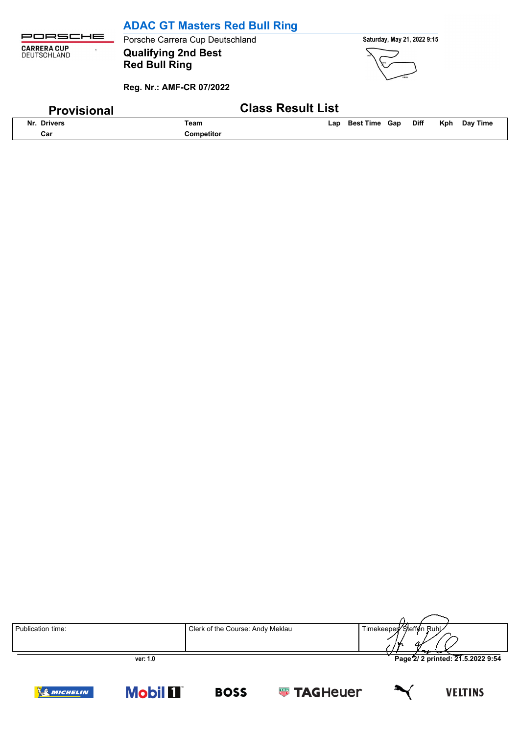# ADAC GT Masters Red Bull Ring

Porsche Carrera Cup Deutschland

**Qualifying 2nd Best**
**Red Bull Ring**

Saturday, May 21, 2022 9:15

**Reg. Nr.: AMF-CR 07/2022**

## Provisional

## Class Result List

| Nr. | Drivers / Car | Team / Competitor | Lap | Best Time | Gap | Diff | Kph | Day Time |
|---|---|---|---|---|---|---|---|---|

| Publication time: | Clerk of the Course: Andy Meklau | Timekeeper: Steffen Ruhl |
|---|---|---|

ver: 1.0

printed: 21.5.2022 9:54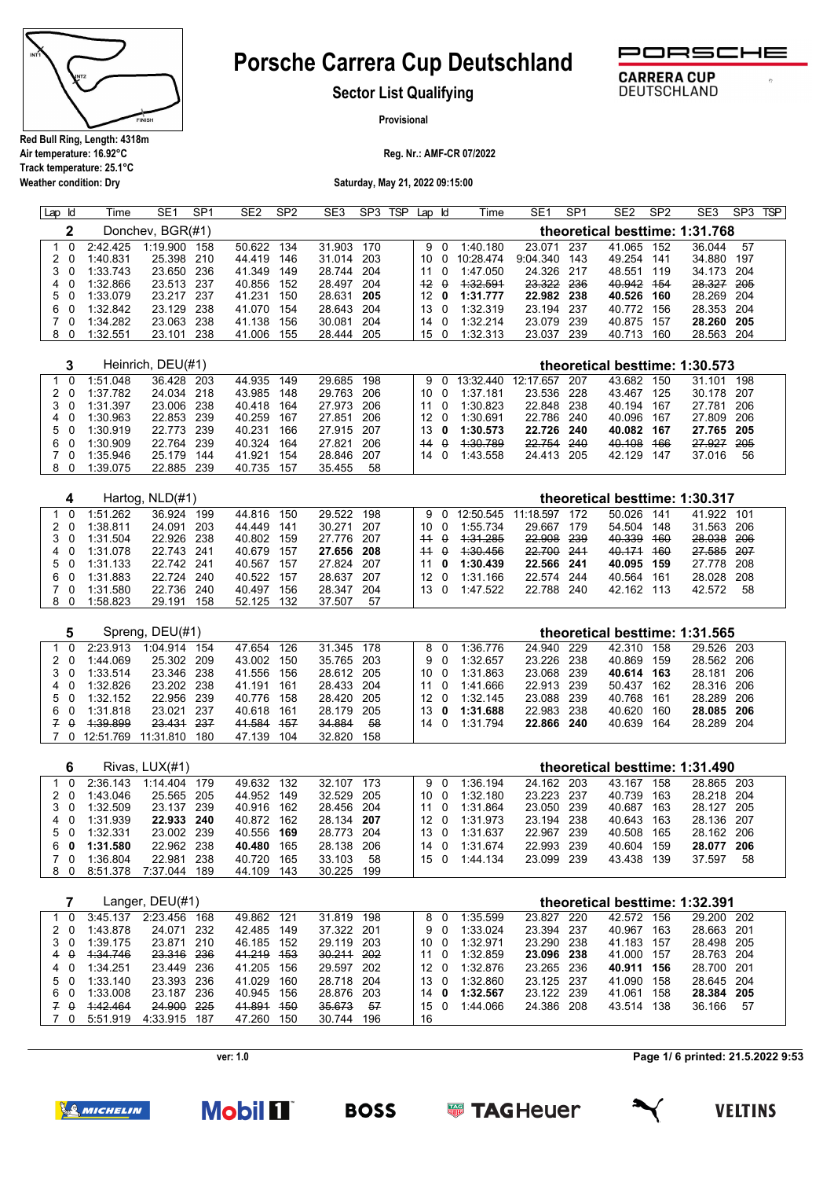# Porsche Carrera Cup Deutschland

## Sector List Qualifying

**Provisional**

Red Bull Ring, Length: 4318m
Air temperature: 16.92°C
Track temperature: 25.1°C
Weather condition: Dry

Reg. Nr.: AMF-CR 07/2022

Saturday, May 21, 2022 09:15:00

### 2 Donchev, BGR(#1) — theoretical besttime: 1:31.768

| Lap | Id | Time | SE1 | SP1 | SE2 | SP2 | SE3 | SP3 | TSP | Lap | Id | Time | SE1 | SP1 | SE2 | SP2 | SE3 | SP3 | TSP |
|---|---|---|---|---|---|---|---|---|---|---|---|---|---|---|---|---|---|---|---|
| 1 | 0 | 2:42.425 | 1:19.900 | 158 | 50.622 | 134 | 31.903 | 170 | | 9 | 0 | 1:40.180 | 23.071 | 237 | 41.065 | 152 | 36.044 | 57 | |
| 2 | 0 | 1:40.831 | 25.398 | 210 | 44.419 | 146 | 31.014 | 203 | | 10 | 0 | 10:28.474 | 9:04.340 | 143 | 49.254 | 141 | 34.880 | 197 | |
| 3 | 0 | 1:33.743 | 23.650 | 236 | 41.349 | 149 | 28.744 | 204 | | 11 | 0 | 1:47.050 | 24.326 | 217 | 48.551 | 119 | 34.173 | 204 | |
| 4 | 0 | 1:32.866 | 23.513 | 237 | 40.856 | 152 | 28.497 | 204 | | ~~12~~ | ~~0~~ | ~~1:32.591~~ | ~~23.322~~ | ~~236~~ | ~~40.942~~ | ~~154~~ | ~~28.327~~ | ~~205~~ | |
| 5 | 0 | 1:33.079 | 23.217 | 237 | 41.231 | 150 | 28.631 | **205** | | 12 | **0** | **1:31.777** | **22.982** | **238** | **40.526** | **160** | 28.269 | 204 | |
| 6 | 0 | 1:32.842 | 23.129 | 238 | 41.070 | 154 | 28.643 | 204 | | 13 | 0 | 1:32.319 | 23.194 | 237 | 40.772 | 156 | 28.353 | 204 | |
| 7 | 0 | 1:34.282 | 23.063 | 238 | 41.138 | 156 | 30.081 | 204 | | 14 | 0 | 1:32.214 | 23.079 | 239 | 40.875 | 157 | **28.260** | **205** | |
| 8 | 0 | 1:32.551 | 23.101 | 238 | 41.006 | 155 | 28.444 | 205 | | 15 | 0 | 1:32.313 | 23.037 | 239 | 40.713 | 160 | 28.563 | 204 | |

### 3 Heinrich, DEU(#1) — theoretical besttime: 1:30.573

| Lap | Id | Time | SE1 | SP1 | SE2 | SP2 | SE3 | SP3 | TSP | Lap | Id | Time | SE1 | SP1 | SE2 | SP2 | SE3 | SP3 | TSP |
|---|---|---|---|---|---|---|---|---|---|---|---|---|---|---|---|---|---|---|---|
| 1 | 0 | 1:51.048 | 36.428 | 203 | 44.935 | 149 | 29.685 | 198 | | 9 | 0 | 13:32.440 | 12:17.657 | 207 | 43.682 | 150 | 31.101 | 198 | |
| 2 | 0 | 1:37.782 | 24.034 | 218 | 43.985 | 148 | 29.763 | 206 | | 10 | 0 | 1:37.181 | 23.536 | 228 | 43.467 | 125 | 30.178 | 207 | |
| 3 | 0 | 1:31.397 | 23.006 | 238 | 40.418 | 164 | 27.973 | 206 | | 11 | 0 | 1:30.823 | 22.848 | 238 | 40.194 | 167 | 27.781 | 206 | |
| 4 | 0 | 1:30.963 | 22.853 | 239 | 40.259 | 167 | 27.851 | 206 | | 12 | 0 | 1:30.691 | 22.786 | 240 | 40.096 | 167 | 27.809 | 206 | |
| 5 | 0 | 1:30.919 | 22.773 | 239 | 40.231 | 166 | 27.915 | 207 | | 13 | **0** | **1:30.573** | **22.726** | **240** | **40.082** | **167** | **27.765** | **205** | |
| 6 | 0 | 1:30.909 | 22.764 | 239 | 40.324 | 164 | 27.821 | 206 | | ~~14~~ | ~~0~~ | ~~1:30.789~~ | ~~22.754~~ | ~~240~~ | ~~40.108~~ | ~~166~~ | ~~27.927~~ | ~~205~~ | |
| 7 | 0 | 1:35.946 | 25.179 | 144 | 41.921 | 154 | 28.846 | 207 | | 14 | 0 | 1:43.558 | 24.413 | 205 | 42.129 | 147 | 37.016 | 56 | |
| 8 | 0 | 1:39.075 | 22.885 | 239 | 40.735 | 157 | 35.455 | 58 | | | | | | | | | | | |

### 4 Hartog, NLD(#1) — theoretical besttime: 1:30.317

| Lap | Id | Time | SE1 | SP1 | SE2 | SP2 | SE3 | SP3 | TSP | Lap | Id | Time | SE1 | SP1 | SE2 | SP2 | SE3 | SP3 | TSP |
|---|---|---|---|---|---|---|---|---|---|---|---|---|---|---|---|---|---|---|---|
| 1 | 0 | 1:51.262 | 36.924 | 199 | 44.816 | 150 | 29.522 | 198 | | 9 | 0 | 12:50.545 | 11:18.597 | 172 | 50.026 | 141 | 41.922 | 101 | |
| 2 | 0 | 1:38.811 | 24.091 | 203 | 44.449 | 141 | 30.271 | 207 | | 10 | 0 | 1:55.734 | 29.667 | 179 | 54.504 | 148 | 31.563 | 206 | |
| 3 | 0 | 1:31.504 | 22.926 | 238 | 40.802 | 159 | 27.776 | 207 | | ~~11~~ | ~~0~~ | ~~1:31.285~~ | ~~22.908~~ | ~~239~~ | ~~40.339~~ | ~~160~~ | ~~28.038~~ | ~~206~~ | |
| 4 | 0 | 1:31.078 | 22.743 | 241 | 40.679 | 157 | **27.656** | **208** | | ~~11~~ | ~~0~~ | ~~1:30.456~~ | ~~22.700~~ | ~~241~~ | ~~40.171~~ | ~~160~~ | ~~27.585~~ | ~~207~~ | |
| 5 | 0 | 1:31.133 | 22.742 | 241 | 40.567 | 157 | 27.824 | 207 | | 11 | **0** | **1:30.439** | **22.566** | **241** | **40.095** | **159** | 27.778 | 208 | |
| 6 | 0 | 1:31.883 | 22.724 | 240 | 40.522 | 157 | 28.637 | 207 | | 12 | 0 | 1:31.166 | 22.574 | 244 | 40.564 | 161 | 28.028 | 208 | |
| 7 | 0 | 1:31.580 | 22.736 | 240 | 40.497 | 156 | 28.347 | 204 | | 13 | 0 | 1:47.522 | 22.788 | 240 | 42.162 | 113 | 42.572 | 58 | |
| 8 | 0 | 1:58.823 | 29.191 | 158 | 52.125 | 132 | 37.507 | 57 | | | | | | | | | | | |

### 5 Spreng, DEU(#1) — theoretical besttime: 1:31.565

| Lap | Id | Time | SE1 | SP1 | SE2 | SP2 | SE3 | SP3 | TSP | Lap | Id | Time | SE1 | SP1 | SE2 | SP2 | SE3 | SP3 | TSP |
|---|---|---|---|---|---|---|---|---|---|---|---|---|---|---|---|---|---|---|---|
| 1 | 0 | 2:23.913 | 1:04.914 | 154 | 47.654 | 126 | 31.345 | 178 | | 8 | 0 | 1:36.776 | 24.940 | 229 | 42.310 | 158 | 29.526 | 203 | |
| 2 | 0 | 1:44.069 | 25.302 | 209 | 43.002 | 150 | 35.765 | 203 | | 9 | 0 | 1:32.657 | 23.226 | 238 | 40.869 | 159 | 28.562 | 206 | |
| 3 | 0 | 1:33.514 | 23.346 | 238 | 41.556 | 156 | 28.612 | 205 | | 10 | 0 | 1:31.863 | 23.068 | 239 | **40.614** | **163** | 28.181 | 206 | |
| 4 | 0 | 1:32.826 | 23.202 | 238 | 41.191 | 161 | 28.433 | 204 | | 11 | 0 | 1:41.666 | 22.913 | 239 | 50.437 | 162 | 28.316 | 206 | |
| 5 | 0 | 1:32.152 | 22.956 | 239 | 40.776 | 158 | 28.420 | 205 | | 12 | 0 | 1:32.145 | 23.088 | 239 | 40.768 | 161 | 28.289 | 206 | |
| 6 | 0 | 1:31.818 | 23.021 | 237 | 40.618 | 161 | 28.179 | 205 | | 13 | **0** | **1:31.688** | 22.983 | 238 | 40.620 | 160 | **28.085** | **206** | |
| ~~7~~ | ~~0~~ | ~~1:39.899~~ | ~~23.431~~ | ~~237~~ | ~~41.584~~ | ~~157~~ | ~~34.884~~ | ~~58~~ | | 14 | 0 | 1:31.794 | **22.866** | **240** | 40.639 | 164 | 28.289 | 204 | |
| 7 | 0 | 12:51.769 | 11:31.810 | 180 | 47.139 | 104 | 32.820 | 158 | | | | | | | | | | | |

### 6 Rivas, LUX(#1) — theoretical besttime: 1:31.490

| Lap | Id | Time | SE1 | SP1 | SE2 | SP2 | SE3 | SP3 | TSP | Lap | Id | Time | SE1 | SP1 | SE2 | SP2 | SE3 | SP3 | TSP |
|---|---|---|---|---|---|---|---|---|---|---|---|---|---|---|---|---|---|---|---|
| 1 | 0 | 2:36.143 | 1:14.404 | 179 | 49.632 | 132 | 32.107 | 173 | | 9 | 0 | 1:36.194 | 24.162 | 203 | 43.167 | 158 | 28.865 | 203 | |
| 2 | 0 | 1:43.046 | 25.565 | 205 | 44.952 | 149 | 32.529 | 205 | | 10 | 0 | 1:32.180 | 23.223 | 237 | 40.739 | 163 | 28.218 | 204 | |
| 3 | 0 | 1:32.509 | 23.137 | 239 | 40.916 | 162 | 28.456 | 204 | | 11 | 0 | 1:31.864 | 23.050 | 239 | 40.687 | 163 | 28.127 | 205 | |
| 4 | 0 | 1:31.939 | **22.933** | **240** | 40.872 | 162 | 28.134 | **207** | | 12 | 0 | 1:31.973 | 23.194 | 238 | 40.643 | 163 | 28.136 | 207 | |
| 5 | 0 | 1:32.331 | 23.002 | 239 | 40.556 | **169** | 28.773 | 204 | | 13 | 0 | 1:31.637 | 22.967 | 239 | 40.508 | 165 | 28.162 | 206 | |
| 6 | **0** | **1:31.580** | 22.962 | 238 | **40.480** | 165 | 28.138 | 206 | | 14 | 0 | 1:31.674 | 22.993 | 239 | 40.604 | 159 | **28.077** | **206** | |
| 7 | 0 | 1:36.804 | 22.981 | 238 | 40.720 | 165 | 33.103 | 58 | | 15 | 0 | 1:44.134 | 23.099 | 239 | 43.438 | 139 | 37.597 | 58 | |
| 8 | 0 | 8:51.378 | 7:37.044 | 189 | 44.109 | 143 | 30.225 | 199 | | | | | | | | | | | |

### 7 Langer, DEU(#1) — theoretical besttime: 1:32.391

| Lap | Id | Time | SE1 | SP1 | SE2 | SP2 | SE3 | SP3 | TSP | Lap | Id | Time | SE1 | SP1 | SE2 | SP2 | SE3 | SP3 | TSP |
|---|---|---|---|---|---|---|---|---|---|---|---|---|---|---|---|---|---|---|---|
| 1 | 0 | 3:45.137 | 2:23.456 | 168 | 49.862 | 121 | 31.819 | 198 | | 8 | 0 | 1:35.599 | 23.827 | 220 | 42.572 | 156 | 29.200 | 202 | |
| 2 | 0 | 1:43.878 | 24.071 | 232 | 42.485 | 149 | 37.322 | 201 | | 9 | 0 | 1:33.024 | 23.394 | 237 | 40.967 | 163 | 28.663 | 201 | |
| 3 | 0 | 1:39.175 | 23.871 | 210 | 46.185 | 152 | 29.119 | 203 | | 10 | 0 | 1:32.971 | 23.290 | 238 | 41.183 | 157 | 28.498 | 205 | |
| ~~4~~ | ~~0~~ | ~~1:34.746~~ | ~~23.316~~ | ~~236~~ | ~~41.219~~ | ~~153~~ | ~~30.211~~ | ~~202~~ | | 11 | 0 | 1:32.859 | **23.096** | **238** | 41.000 | 157 | 28.763 | 204 | |
| 4 | 0 | 1:34.251 | 23.449 | 236 | 41.205 | 156 | 29.597 | 202 | | 12 | 0 | 1:32.876 | 23.265 | 236 | **40.911** | **156** | 28.700 | 201 | |
| 5 | 0 | 1:33.140 | 23.393 | 236 | 41.029 | 160 | 28.718 | 204 | | 13 | 0 | 1:32.860 | 23.125 | 237 | 41.090 | 158 | 28.645 | 204 | |
| 6 | 0 | 1:33.008 | 23.187 | 236 | 40.945 | 156 | 28.876 | 203 | | 14 | **0** | **1:32.567** | 23.122 | 239 | 41.061 | 158 | **28.384** | **205** | |
| ~~7~~ | ~~0~~ | ~~1:42.464~~ | ~~24.900~~ | ~~225~~ | ~~41.891~~ | ~~150~~ | ~~35.673~~ | ~~57~~ | | 15 | 0 | 1:44.066 | 24.386 | 208 | 43.514 | 138 | 36.166 | 57 | |
| 7 | 0 | 5:51.919 | 4:33.915 | 187 | 47.260 | 150 | 30.744 | 196 | | 16 | | | | | | | | | |

ver: 1.0 — Page 1/ 6 printed: 21.5.2022 9:53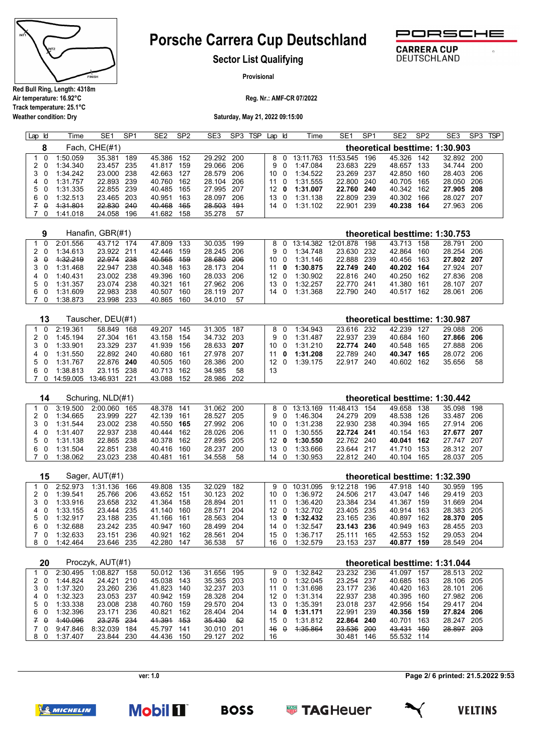# Porsche Carrera Cup Deutschland

## Sector List Qualifying

**Provisional**

Red Bull Ring, Length: 4318m
Air temperature: 16.92°C
Track temperature: 25.1°C
Weather condition: Dry

Reg. Nr.: AMF-CR 07/2022

Saturday, May 21, 2022 09:15:00

### 8 Fach, CHE(#1) — theoretical besttime: 1:30.903

| Lap | Id | Time | SE1 | SP1 | SE2 | SP2 | SE3 | SP3 | TSP | Lap | Id | Time | SE1 | SP1 | SE2 | SP2 | SE3 | SP3 | TSP |
|---|---|---|---|---|---|---|---|---|---|---|---|---|---|---|---|---|---|---|---|
| 1 | 0 | 1:50.059 | 35.381 | 189 | 45.386 | 152 | 29.292 | 200 | | 8 | 0 | 13:11.763 | 11:53.545 | 196 | 45.326 | 142 | 32.892 | 200 | |
| 2 | 0 | 1:34.340 | 23.457 | 235 | 41.817 | 159 | 29.066 | 206 | | 9 | 0 | 1:47.084 | 23.683 | 229 | 48.657 | 133 | 34.744 | 200 | |
| 3 | 0 | 1:34.242 | 23.000 | 238 | 42.663 | 127 | 28.579 | 206 | | 10 | 0 | 1:34.522 | 23.269 | 237 | 42.850 | 160 | 28.403 | 206 | |
| 4 | 0 | 1:31.757 | 22.893 | 239 | 40.760 | 162 | 28.104 | 206 | | 11 | 0 | 1:31.555 | 22.800 | 240 | 40.705 | 165 | 28.050 | 206 | |
| 5 | 0 | 1:31.335 | 22.855 | 239 | 40.485 | 165 | 27.995 | 207 | | 12 | **0** | **1:31.007** | **22.760** | **240** | 40.342 | 162 | **27.905** | **208** | |
| 6 | 0 | 1:32.513 | 23.465 | 203 | 40.951 | 163 | 28.097 | 206 | | 13 | 0 | 1:31.138 | 22.809 | 239 | 40.302 | 166 | 28.027 | 207 | |
| ~~7~~ | ~~0~~ | ~~1:31.801~~ | ~~22.830~~ | ~~240~~ | ~~40.468~~ | ~~165~~ | ~~28.503~~ | ~~191~~ | | 14 | 0 | 1:31.102 | 22.901 | 239 | **40.238** | **164** | 27.963 | 206 | |
| 7 | 0 | 1:41.018 | 24.058 | 196 | 41.682 | 158 | 35.278 | 57 | | | | | | | | | | | |

### 9 Hanafin, GBR(#1) — theoretical besttime: 1:30.753

| Lap | Id | Time | SE1 | SP1 | SE2 | SP2 | SE3 | SP3 | TSP | Lap | Id | Time | SE1 | SP1 | SE2 | SP2 | SE3 | SP3 | TSP |
|---|---|---|---|---|---|---|---|---|---|---|---|---|---|---|---|---|---|---|---|
| 1 | 0 | 2:01.556 | 43.712 | 174 | 47.809 | 133 | 30.035 | 199 | | 8 | 0 | 13:14.382 | 12:01.878 | 198 | 43.713 | 158 | 28.791 | 200 | |
| 2 | 0 | 1:34.613 | 23.922 | 211 | 42.446 | 159 | 28.245 | 206 | | 9 | 0 | 1:34.748 | 23.630 | 232 | 42.864 | 160 | 28.254 | 206 | |
| ~~3~~ | ~~0~~ | ~~1:32.219~~ | ~~22.974~~ | ~~238~~ | ~~40.565~~ | ~~159~~ | ~~28.680~~ | ~~206~~ | | 10 | 0 | 1:31.146 | 22.888 | 239 | 40.456 | 163 | **27.802** | **207** | |
| 3 | 0 | 1:31.468 | 22.947 | 238 | 40.348 | 163 | 28.173 | 204 | | 11 | **0** | **1:30.875** | **22.749** | **240** | **40.202** | **164** | 27.924 | 207 | |
| 4 | 0 | 1:40.431 | 23.002 | 238 | 49.396 | 160 | 28.033 | 206 | | 12 | 0 | 1:30.902 | 22.816 | 240 | 40.250 | 162 | 27.836 | 208 | |
| 5 | 0 | 1:31.357 | 23.074 | 238 | 40.321 | 161 | 27.962 | 206 | | 13 | 0 | 1:32.257 | 22.770 | 241 | 41.380 | 161 | 28.107 | 207 | |
| 6 | 0 | 1:31.609 | 22.983 | 238 | 40.507 | 160 | 28.119 | 207 | | 14 | 0 | 1:31.368 | 22.790 | 240 | 40.517 | 162 | 28.061 | 206 | |
| 7 | 0 | 1:38.873 | 23.998 | 233 | 40.865 | 160 | 34.010 | 57 | | | | | | | | | | | |

### 13 Tauscher, DEU(#1) — theoretical besttime: 1:30.987

| Lap | Id | Time | SE1 | SP1 | SE2 | SP2 | SE3 | SP3 | TSP | Lap | Id | Time | SE1 | SP1 | SE2 | SP2 | SE3 | SP3 | TSP |
|---|---|---|---|---|---|---|---|---|---|---|---|---|---|---|---|---|---|---|---|
| 1 | 0 | 2:19.361 | 58.849 | 168 | 49.207 | 145 | 31.305 | 187 | | 8 | 0 | 1:34.943 | 23.616 | 232 | 42.239 | 127 | 29.088 | 206 | |
| 2 | 0 | 1:45.194 | 27.304 | 161 | 43.158 | 154 | 34.732 | 203 | | 9 | 0 | 1:31.487 | 22.937 | 239 | 40.684 | 160 | **27.866** | **206** | |
| 3 | 0 | 1:33.901 | 23.329 | 237 | 41.939 | 156 | 28.633 | **207** | | 10 | 0 | 1:31.210 | **22.774** | **240** | 40.548 | 165 | 27.888 | 206 | |
| 4 | 0 | 1:31.550 | 22.892 | 240 | 40.680 | 161 | 27.978 | 207 | | 11 | **0** | **1:31.208** | 22.789 | 240 | **40.347** | **165** | 28.072 | 206 | |
| 5 | 0 | 1:31.767 | 22.876 | **240** | 40.505 | 160 | 28.386 | 200 | | 12 | 0 | 1:39.175 | 22.917 | 240 | 40.602 | 162 | 35.656 | 58 | |
| 6 | 0 | 1:38.813 | 23.115 | 238 | 40.713 | 162 | 34.985 | 58 | | 13 | | | | | | | | | |
| 7 | 0 | 14:59.005 | 13:46.931 | 221 | 43.088 | 152 | 28.986 | 202 | | | | | | | | | | | |

### 14 Schuring, NLD(#1) — theoretical besttime: 1:30.442

| Lap | Id | Time | SE1 | SP1 | SE2 | SP2 | SE3 | SP3 | TSP | Lap | Id | Time | SE1 | SP1 | SE2 | SP2 | SE3 | SP3 | TSP |
|---|---|---|---|---|---|---|---|---|---|---|---|---|---|---|---|---|---|---|---|
| 1 | 0 | 3:19.500 | 2:00.060 | 165 | 48.378 | 141 | 31.062 | 200 | | 8 | 0 | 13:13.169 | 11:48.413 | 154 | 49.658 | 138 | 35.098 | 198 | |
| 2 | 0 | 1:34.665 | 23.999 | 227 | 42.139 | 161 | 28.527 | 205 | | 9 | 0 | 1:46.304 | 24.279 | 209 | 48.538 | 126 | 33.487 | 206 | |
| 3 | 0 | 1:31.544 | 23.002 | 238 | 40.550 | **165** | 27.992 | 206 | | 10 | 0 | 1:31.238 | 22.930 | 238 | 40.394 | 165 | 27.914 | 206 | |
| 4 | 0 | 1:31.407 | 22.937 | 238 | 40.444 | 162 | 28.026 | 206 | | 11 | 0 | 1:30.555 | **22.724** | **241** | 40.154 | 163 | **27.677** | **207** | |
| 5 | 0 | 1:31.138 | 22.865 | 238 | 40.378 | 162 | 27.895 | 205 | | 12 | **0** | **1:30.550** | 22.762 | 240 | **40.041** | **162** | 27.747 | 207 | |
| 6 | 0 | 1:31.504 | 22.851 | 238 | 40.416 | 160 | 28.237 | 200 | | 13 | 0 | 1:33.666 | 23.644 | 217 | 41.710 | 153 | 28.312 | 207 | |
| 7 | 0 | 1:38.062 | 23.023 | 238 | 40.481 | 161 | 34.558 | 58 | | 14 | 0 | 1:30.953 | 22.812 | 240 | 40.104 | 165 | 28.037 | 205 | |

### 15 Sager, AUT(#1) — theoretical besttime: 1:32.390

| Lap | Id | Time | SE1 | SP1 | SE2 | SP2 | SE3 | SP3 | TSP | Lap | Id | Time | SE1 | SP1 | SE2 | SP2 | SE3 | SP3 | TSP |
|---|---|---|---|---|---|---|---|---|---|---|---|---|---|---|---|---|---|---|---|
| 1 | 0 | 2:52.973 | 1:31.136 | 166 | 49.808 | 135 | 32.029 | 182 | | 9 | 0 | 10:31.095 | 9:12.218 | 196 | 47.918 | 140 | 30.959 | 195 | |
| 2 | 0 | 1:39.541 | 25.766 | 206 | 43.652 | 151 | 30.123 | 202 | | 10 | 0 | 1:36.972 | 24.506 | 217 | 43.047 | 146 | 29.419 | 203 | |
| 3 | 0 | 1:33.916 | 23.658 | 232 | 41.364 | 158 | 28.894 | 201 | | 11 | 0 | 1:36.420 | 23.384 | 234 | 41.367 | 159 | 31.669 | 204 | |
| 4 | 0 | 1:33.155 | 23.444 | 235 | 41.140 | 160 | 28.571 | 204 | | 12 | 0 | 1:32.702 | 23.405 | 235 | 40.914 | 163 | 28.383 | 205 | |
| 5 | 0 | 1:32.917 | 23.188 | 235 | 41.166 | 161 | 28.563 | 204 | | 13 | **0** | **1:32.432** | 23.165 | 236 | 40.897 | 162 | **28.370** | **205** | |
| 6 | 0 | 1:32.688 | 23.242 | 235 | 40.947 | 160 | 28.499 | 204 | | 14 | 0 | 1:32.547 | **23.143** | **236** | 40.949 | 163 | 28.455 | 203 | |
| 7 | 0 | 1:32.633 | 23.151 | 236 | 40.921 | 162 | 28.561 | 204 | | 15 | 0 | 1:36.717 | 25.111 | 165 | 42.553 | 152 | 29.053 | 204 | |
| 8 | 0 | 1:42.464 | 23.646 | 235 | 42.280 | 147 | 36.538 | 57 | | 16 | 0 | 1:32.579 | 23.153 | 237 | **40.877** | **159** | 28.549 | 204 | |

### 20 Proczyk, AUT(#1) — theoretical besttime: 1:31.044

| Lap | Id | Time | SE1 | SP1 | SE2 | SP2 | SE3 | SP3 | TSP | Lap | Id | Time | SE1 | SP1 | SE2 | SP2 | SE3 | SP3 | TSP |
|---|---|---|---|---|---|---|---|---|---|---|---|---|---|---|---|---|---|---|---|
| 1 | 0 | 2:30.495 | 1:08.827 | 158 | 50.012 | 136 | 31.656 | 195 | | 9 | 0 | 1:32.842 | 23.232 | 236 | 41.097 | 157 | 28.513 | 202 | |
| 2 | 0 | 1:44.824 | 24.421 | 210 | 45.038 | 143 | 35.365 | 203 | | 10 | 0 | 1:32.045 | 23.254 | 237 | 40.685 | 163 | 28.106 | 205 | |
| 3 | 0 | 1:37.320 | 23.260 | 236 | 41.823 | 140 | 32.237 | 203 | | 11 | 0 | 1:31.698 | 23.177 | 236 | 40.420 | 163 | 28.101 | 206 | |
| 4 | 0 | 1:32.323 | 23.053 | 237 | 40.942 | 159 | 28.328 | 204 | | 12 | 0 | 1:31.314 | 22.937 | 238 | 40.395 | 160 | 27.982 | 206 | |
| 5 | 0 | 1:33.338 | 23.008 | 238 | 40.760 | 159 | 29.570 | 204 | | 13 | 0 | 1:35.391 | 23.018 | 237 | 42.956 | 154 | 29.417 | 204 | |
| 6 | 0 | 1:32.396 | 23.171 | 236 | 40.821 | 162 | 28.404 | 204 | | 14 | **0** | **1:31.171** | 22.991 | 239 | **40.356** | **159** | **27.824** | **206** | |
| ~~7~~ | ~~0~~ | ~~1:40.096~~ | ~~23.275~~ | ~~234~~ | ~~41.391~~ | ~~153~~ | ~~35.430~~ | ~~52~~ | | 15 | 0 | 1:31.812 | **22.864** | **240** | 40.701 | 163 | 28.247 | 205 | |
| 7 | 0 | 9:47.846 | 8:32.039 | 184 | 45.797 | 141 | 30.010 | 201 | | ~~16~~ | ~~0~~ | ~~1:35.864~~ | ~~23.536~~ | ~~200~~ | ~~43.431~~ | ~~150~~ | ~~28.897~~ | ~~203~~ | |
| 8 | 0 | 1:37.407 | 23.844 | 230 | 44.436 | 150 | 29.127 | 202 | | 16 | | | 30.481 | 146 | 55.532 | 114 | | | |

ver: 1.0

printed: 21.5.2022 9:53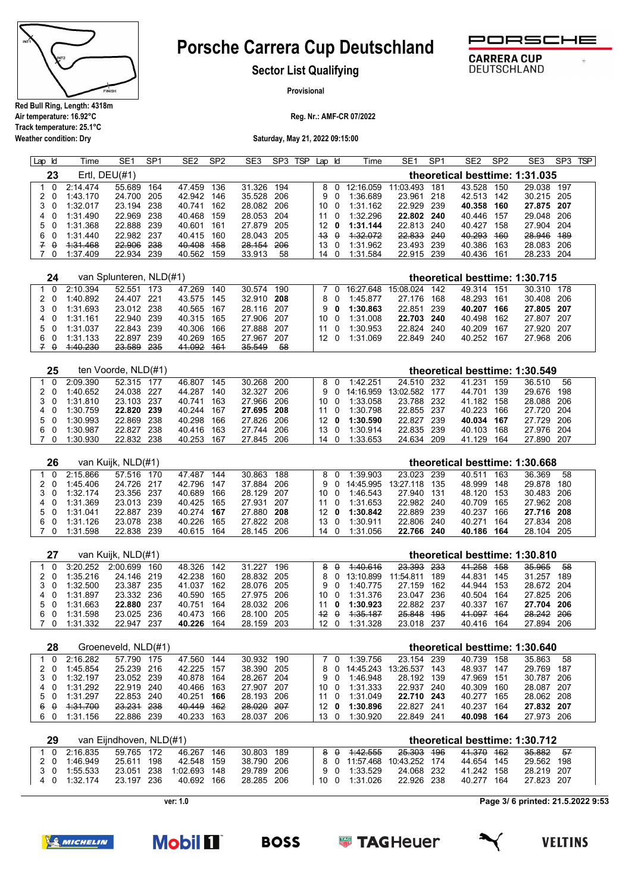# Porsche Carrera Cup Deutschland

## Sector List Qualifying

**Provisional**

Red Bull Ring, Length: 4318m
Air temperature: 16.92°C
Track temperature: 25.1°C
Weather condition: Dry

Reg. Nr.: AMF-CR 07/2022

Saturday, May 21, 2022 09:15:00

### 23 Ertl, DEU(#1) — theoretical besttime: 1:31.035

| Lap | Id | Time | SE1 | SP1 | SE2 | SP2 | SE3 | SP3 | TSP | Lap | Id | Time | SE1 | SP1 | SE2 | SP2 | SE3 | SP3 | TSP |
|---|---|---|---|---|---|---|---|---|---|---|---|---|---|---|---|---|---|---|---|
| 1 | 0 | 2:14.474 | 55.689 | 164 | 47.459 | 136 | 31.326 | 194 | | 8 | 0 | 12:16.059 | 11:03.493 | 181 | 43.528 | 150 | 29.038 | 197 | |
| 2 | 0 | 1:43.170 | 24.700 | 205 | 42.942 | 146 | 35.528 | 206 | | 9 | 0 | 1:36.689 | 23.961 | 218 | 42.513 | 142 | 30.215 | 205 | |
| 3 | 0 | 1:32.017 | 23.194 | 238 | 40.741 | 162 | 28.082 | 206 | | 10 | 0 | 1:31.162 | 22.929 | 239 | **40.358** | **160** | **27.875** | **207** | |
| 4 | 0 | 1:31.490 | 22.969 | 238 | 40.468 | 159 | 28.053 | 204 | | 11 | 0 | 1:32.296 | **22.802** | **240** | 40.446 | 157 | 29.048 | 206 | |
| 5 | 0 | 1:31.368 | 22.888 | 239 | 40.601 | 161 | 27.879 | 205 | | 12 | **0** | **1:31.144** | 22.813 | 240 | 40.427 | 158 | 27.904 | 204 | |
| 6 | 0 | 1:31.440 | 22.982 | 237 | 40.415 | 160 | 28.043 | 205 | | ~~13~~ | ~~0~~ | ~~1:32.072~~ | ~~22.833~~ | ~~240~~ | ~~40.293~~ | ~~160~~ | ~~28.946~~ | ~~189~~ | |
| ~~7~~ | ~~0~~ | ~~1:31.468~~ | ~~22.906~~ | ~~238~~ | ~~40.408~~ | ~~158~~ | ~~28.154~~ | ~~206~~ | | 13 | 0 | 1:31.962 | 23.493 | 239 | 40.386 | 163 | 28.083 | 206 | |
| 7 | 0 | 1:37.409 | 22.934 | 239 | 40.562 | 159 | 33.913 | 58 | | 14 | 0 | 1:31.584 | 22.915 | 239 | 40.436 | 161 | 28.233 | 204 | |

### 24 van Splunteren, NLD(#1) — theoretical besttime: 1:30.715

| Lap | Id | Time | SE1 | SP1 | SE2 | SP2 | SE3 | SP3 | TSP | Lap | Id | Time | SE1 | SP1 | SE2 | SP2 | SE3 | SP3 | TSP |
|---|---|---|---|---|---|---|---|---|---|---|---|---|---|---|---|---|---|---|---|
| 1 | 0 | 2:10.394 | 52.551 | 173 | 47.269 | 140 | 30.574 | 190 | | 7 | 0 | 16:27.648 | 15:08.024 | 142 | 49.314 | 151 | 30.310 | 178 | |
| 2 | 0 | 1:40.892 | 24.407 | 221 | 43.575 | 145 | 32.910 | **208** | | 8 | 0 | 1:45.877 | 27.176 | 168 | 48.293 | 161 | 30.408 | 206 | |
| 3 | 0 | 1:31.693 | 23.012 | 238 | 40.565 | 167 | 28.116 | 207 | | 9 | **0** | **1:30.863** | 22.851 | 239 | **40.207** | **166** | **27.805** | **207** | |
| 4 | 0 | 1:31.161 | 22.940 | 239 | 40.315 | 165 | 27.906 | 207 | | 10 | 0 | 1:31.008 | **22.703** | **240** | 40.498 | 162 | 27.807 | 207 | |
| 5 | 0 | 1:31.037 | 22.843 | 239 | 40.306 | 166 | 27.888 | 207 | | 11 | 0 | 1:30.953 | 22.824 | 240 | 40.209 | 167 | 27.920 | 207 | |
| 6 | 0 | 1:31.133 | 22.897 | 239 | 40.269 | 165 | 27.967 | 207 | | 12 | 0 | 1:31.069 | 22.849 | 240 | 40.252 | 167 | 27.968 | 206 | |
| ~~7~~ | ~~0~~ | ~~1:40.230~~ | ~~23.589~~ | ~~235~~ | ~~41.092~~ | ~~161~~ | ~~35.549~~ | ~~58~~ | | | | | | | | | | | |

### 25 ten Voorde, NLD(#1) — theoretical besttime: 1:30.549

| Lap | Id | Time | SE1 | SP1 | SE2 | SP2 | SE3 | SP3 | TSP | Lap | Id | Time | SE1 | SP1 | SE2 | SP2 | SE3 | SP3 | TSP |
|---|---|---|---|---|---|---|---|---|---|---|---|---|---|---|---|---|---|---|---|
| 1 | 0 | 2:09.390 | 52.315 | 177 | 46.807 | 145 | 30.268 | 200 | | 8 | 0 | 1:42.251 | 24.510 | 232 | 41.231 | 159 | 36.510 | 56 | |
| 2 | 0 | 1:40.652 | 24.038 | 227 | 44.287 | 140 | 32.327 | 206 | | 9 | 0 | 14:16.959 | 13:02.582 | 177 | 44.701 | 139 | 29.676 | 198 | |
| 3 | 0 | 1:31.810 | 23.103 | 237 | 40.741 | 163 | 27.966 | 206 | | 10 | 0 | 1:33.058 | 23.788 | 232 | 41.182 | 158 | 28.088 | 206 | |
| 4 | 0 | 1:30.759 | **22.820** | **239** | 40.244 | 167 | **27.695** | **208** | | 11 | 0 | 1:30.798 | 22.855 | 237 | 40.223 | 166 | 27.720 | 204 | |
| 5 | 0 | 1:30.993 | 22.869 | 238 | 40.298 | 166 | 27.826 | 206 | | 12 | **0** | **1:30.590** | 22.827 | 239 | **40.034** | **167** | 27.729 | 206 | |
| 6 | 0 | 1:30.987 | 22.827 | 238 | 40.416 | 163 | 27.744 | 206 | | 13 | 0 | 1:30.914 | 22.835 | 239 | 40.103 | 168 | 27.976 | 204 | |
| 7 | 0 | 1:30.930 | 22.832 | 238 | 40.253 | 167 | 27.845 | 206 | | 14 | 0 | 1:33.653 | 24.634 | 209 | 41.129 | 164 | 27.890 | 207 | |

### 26 van Kuijk, NLD(#1) — theoretical besttime: 1:30.668

| Lap | Id | Time | SE1 | SP1 | SE2 | SP2 | SE3 | SP3 | TSP | Lap | Id | Time | SE1 | SP1 | SE2 | SP2 | SE3 | SP3 | TSP |
|---|---|---|---|---|---|---|---|---|---|---|---|---|---|---|---|---|---|---|---|
| 1 | 0 | 2:15.866 | 57.516 | 170 | 47.487 | 144 | 30.863 | 188 | | 8 | 0 | 1:39.903 | 23.023 | 239 | 40.511 | 163 | 36.369 | 58 | |
| 2 | 0 | 1:45.406 | 24.726 | 217 | 42.796 | 147 | 37.884 | 206 | | 9 | 0 | 14:45.995 | 13:27.118 | 135 | 48.999 | 148 | 29.878 | 180 | |
| 3 | 0 | 1:32.174 | 23.356 | 237 | 40.689 | 166 | 28.129 | 207 | | 10 | 0 | 1:46.543 | 27.940 | 131 | 48.120 | 153 | 30.483 | 206 | |
| 4 | 0 | 1:31.369 | 23.013 | 239 | 40.425 | 165 | 27.931 | 207 | | 11 | 0 | 1:31.653 | 22.982 | 240 | 40.709 | 165 | 27.962 | 208 | |
| 5 | 0 | 1:31.041 | 22.887 | 239 | 40.274 | **167** | 27.880 | **208** | | 12 | **0** | **1:30.842** | 22.889 | 239 | 40.237 | 166 | **27.716** | **208** | |
| 6 | 0 | 1:31.126 | 23.078 | 238 | 40.226 | 165 | 27.822 | 208 | | 13 | 0 | 1:30.911 | 22.806 | 240 | 40.271 | 164 | 27.834 | 208 | |
| 7 | 0 | 1:31.598 | 22.838 | 239 | 40.615 | 164 | 28.145 | 206 | | 14 | 0 | 1:31.056 | **22.766** | **240** | **40.186** | **164** | 28.104 | 205 | |

### 27 van Kuijk, NLD(#1) — theoretical besttime: 1:30.810

| Lap | Id | Time | SE1 | SP1 | SE2 | SP2 | SE3 | SP3 | TSP | Lap | Id | Time | SE1 | SP1 | SE2 | SP2 | SE3 | SP3 | TSP |
|---|---|---|---|---|---|---|---|---|---|---|---|---|---|---|---|---|---|---|---|
| 1 | 0 | 3:20.252 | 2:00.699 | 160 | 48.326 | 142 | 31.227 | 196 | | ~~8~~ | ~~0~~ | ~~1:40.616~~ | ~~23.393~~ | ~~233~~ | ~~41.258~~ | ~~158~~ | ~~35.965~~ | ~~58~~ | |
| 2 | 0 | 1:35.216 | 24.146 | 219 | 42.238 | 160 | 28.832 | 205 | | 8 | 0 | 13:10.899 | 11:54.811 | 189 | 44.831 | 145 | 31.257 | 189 | |
| 3 | 0 | 1:32.500 | 23.387 | 235 | 41.037 | 162 | 28.076 | 205 | | 9 | 0 | 1:40.775 | 27.159 | 162 | 44.944 | 153 | 28.672 | 204 | |
| 4 | 0 | 1:31.897 | 23.332 | 236 | 40.590 | 165 | 27.975 | 206 | | 10 | 0 | 1:31.376 | 23.047 | 236 | 40.504 | 164 | 27.825 | 206 | |
| 5 | 0 | 1:31.663 | **22.880** | **237** | 40.751 | 164 | 28.032 | 206 | | 11 | **0** | **1:30.923** | 22.882 | 237 | 40.337 | 167 | **27.704** | **206** | |
| 6 | 0 | 1:31.598 | 23.025 | 236 | 40.473 | 166 | 28.100 | 205 | | ~~12~~ | ~~0~~ | ~~1:35.187~~ | ~~25.848~~ | ~~195~~ | ~~41.097~~ | ~~164~~ | ~~28.242~~ | ~~206~~ | |
| 7 | 0 | 1:31.332 | 22.947 | 237 | **40.226** | 164 | 28.159 | 203 | | 12 | 0 | 1:31.328 | 23.018 | 237 | 40.416 | 164 | 27.894 | 206 | |

### 28 Groeneveld, NLD(#1) — theoretical besttime: 1:30.640

| Lap | Id | Time | SE1 | SP1 | SE2 | SP2 | SE3 | SP3 | TSP | Lap | Id | Time | SE1 | SP1 | SE2 | SP2 | SE3 | SP3 | TSP |
|---|---|---|---|---|---|---|---|---|---|---|---|---|---|---|---|---|---|---|---|
| 1 | 0 | 2:16.282 | 57.790 | 175 | 47.560 | 144 | 30.932 | 190 | | 7 | 0 | 1:39.756 | 23.154 | 239 | 40.739 | 158 | 35.863 | 58 | |
| 2 | 0 | 1:45.854 | 25.239 | 216 | 42.225 | 157 | 38.390 | 205 | | 8 | 0 | 14:45.243 | 13:26.537 | 143 | 48.937 | 147 | 29.769 | 187 | |
| 3 | 0 | 1:32.197 | 23.052 | 239 | 40.878 | 164 | 28.267 | 204 | | 9 | 0 | 1:46.948 | 28.192 | 139 | 47.969 | 151 | 30.787 | 206 | |
| 4 | 0 | 1:31.292 | 22.919 | 240 | 40.466 | 163 | 27.907 | 207 | | 10 | 0 | 1:31.333 | 22.937 | 240 | 40.309 | 160 | 28.087 | 207 | |
| 5 | 0 | 1:31.297 | 22.853 | 240 | 40.251 | **166** | 28.193 | 206 | | 11 | 0 | 1:31.049 | **22.710** | **243** | 40.277 | 165 | 28.062 | 208 | |
| ~~6~~ | ~~0~~ | ~~1:31.700~~ | ~~23.231~~ | ~~238~~ | ~~40.449~~ | ~~162~~ | ~~28.020~~ | ~~207~~ | | 12 | **0** | **1:30.896** | 22.827 | 241 | 40.237 | 164 | **27.832** | **207** | |
| 6 | 0 | 1:31.156 | 22.886 | 239 | 40.233 | 163 | 28.037 | 206 | | 13 | 0 | 1:30.920 | 22.849 | 241 | **40.098** | **164** | 27.973 | 206 | |

### 29 van Eijndhoven, NLD(#1) — theoretical besttime: 1:30.712

| Lap | Id | Time | SE1 | SP1 | SE2 | SP2 | SE3 | SP3 | TSP | Lap | Id | Time | SE1 | SP1 | SE2 | SP2 | SE3 | SP3 | TSP |
|---|---|---|---|---|---|---|---|---|---|---|---|---|---|---|---|---|---|---|---|
| 1 | 0 | 2:16.835 | 59.765 | 172 | 46.267 | 146 | 30.803 | 189 | | ~~8~~ | ~~0~~ | ~~1:42.555~~ | ~~25.303~~ | ~~196~~ | ~~41.370~~ | ~~162~~ | ~~35.882~~ | ~~57~~ | |
| 2 | 0 | 1:46.949 | 25.611 | 198 | 42.548 | 159 | 38.790 | 206 | | 8 | 0 | 11:57.468 | 10:43.252 | 174 | 44.654 | 145 | 29.562 | 198 | |
| 3 | 0 | 1:55.533 | 23.051 | 238 | 1:02.693 | 148 | 29.789 | 206 | | 9 | 0 | 1:33.529 | 24.068 | 232 | 41.242 | 158 | 28.219 | 207 | |
| 4 | 0 | 1:32.174 | 23.197 | 236 | 40.692 | 166 | 28.285 | 206 | | 10 | 0 | 1:31.026 | 22.926 | 238 | 40.277 | 164 | 27.823 | 207 | |

ver: 1.0

printed: 21.5.2022 9:53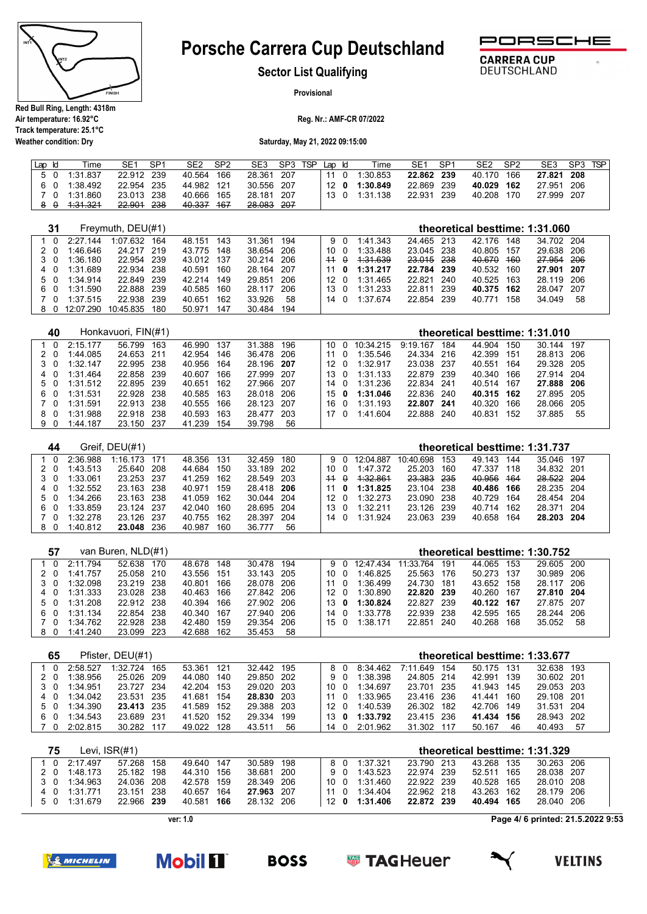# Porsche Carrera Cup Deutschland

## Sector List Qualifying

**Provisional**

Red Bull Ring, Length: 4318m
Air temperature: 16.92°C
Track temperature: 25.1°C
Weather condition: Dry

Reg. Nr.: AMF-CR 07/2022

Saturday, May 21, 2022 09:15:00

| Lap | Id | Time | SE1 | SP1 | SE2 | SP2 | SE3 | SP3 | TSP | Lap | Id | Time | SE1 | SP1 | SE2 | SP2 | SE3 | SP3 | TSP |
|---|---|---|---|---|---|---|---|---|---|---|---|---|---|---|---|---|---|---|---|
| 5 | 0 | 1:31.837 | 22.912 | 239 | 40.564 | 166 | 28.361 | 207 | | 11 | 0 | 1:30.853 | **22.862** | **239** | 40.170 | 166 | **27.821** | **208** | |
| 6 | 0 | 1:38.492 | 22.954 | 235 | 44.982 | 121 | 30.556 | 207 | | 12 | **0** | **1:30.849** | 22.869 | 239 | **40.029** | **162** | 27.951 | 206 | |
| 7 | 0 | 1:31.860 | 23.013 | 238 | 40.666 | 165 | 28.181 | 207 | | 13 | 0 | 1:31.138 | 22.931 | 239 | 40.208 | 170 | 27.999 | 207 | |
| ~~8~~ | ~~0~~ | ~~1:31.321~~ | ~~22.901~~ | ~~238~~ | ~~40.337~~ | ~~167~~ | ~~28.083~~ | ~~207~~ | | | | | | | | | | | |

### 31 Freymuth, DEU(#1) — theoretical besttime: 1:31.060

| Lap | Id | Time | SE1 | SP1 | SE2 | SP2 | SE3 | SP3 | TSP | Lap | Id | Time | SE1 | SP1 | SE2 | SP2 | SE3 | SP3 | TSP |
|---|---|---|---|---|---|---|---|---|---|---|---|---|---|---|---|---|---|---|---|
| 1 | 0 | 2:27.144 | 1:07.632 | 164 | 48.151 | 143 | 31.361 | 194 | | 9 | 0 | 1:41.343 | 24.465 | 213 | 42.176 | 148 | 34.702 | 204 | |
| 2 | 0 | 1:46.646 | 24.217 | 219 | 43.775 | 148 | 38.654 | 206 | | 10 | 0 | 1:33.488 | 23.045 | 238 | 40.805 | 157 | 29.638 | 206 | |
| 3 | 0 | 1:36.180 | 22.954 | 239 | 43.012 | 137 | 30.214 | 206 | | ~~11~~ | ~~0~~ | ~~1:31.639~~ | ~~23.015~~ | ~~238~~ | ~~40.670~~ | ~~160~~ | ~~27.954~~ | ~~206~~ | |
| 4 | 0 | 1:31.689 | 22.934 | 238 | 40.591 | 160 | 28.164 | 207 | | 11 | **0** | **1:31.217** | **22.784** | **239** | 40.532 | 160 | **27.901** | **207** | |
| 5 | 0 | 1:34.914 | 22.849 | 239 | 42.214 | 149 | 29.851 | 206 | | 12 | 0 | 1:31.465 | 22.821 | 240 | 40.525 | 163 | 28.119 | 206 | |
| 6 | 0 | 1:31.590 | 22.888 | 239 | 40.585 | 160 | 28.117 | 206 | | 13 | 0 | 1:31.233 | 22.811 | 239 | **40.375** | **162** | 28.047 | 207 | |
| 7 | 0 | 1:37.515 | 22.938 | 239 | 40.651 | 162 | 33.926 | 58 | | 14 | 0 | 1:37.674 | 22.854 | 239 | 40.771 | 158 | 34.049 | 58 | |
| 8 | 0 | 12:07.290 | 10:45.835 | 180 | 50.971 | 147 | 30.484 | 194 | | | | | | | | | | | |

### 40 Honkavuori, FIN(#1) — theoretical besttime: 1:31.010

| Lap | Id | Time | SE1 | SP1 | SE2 | SP2 | SE3 | SP3 | TSP | Lap | Id | Time | SE1 | SP1 | SE2 | SP2 | SE3 | SP3 | TSP |
|---|---|---|---|---|---|---|---|---|---|---|---|---|---|---|---|---|---|---|---|
| 1 | 0 | 2:15.177 | 56.799 | 163 | 46.990 | 137 | 31.388 | 196 | | 10 | 0 | 10:34.215 | 9:19.167 | 184 | 44.904 | 150 | 30.144 | 197 | |
| 2 | 0 | 1:44.085 | 24.653 | 211 | 42.954 | 146 | 36.478 | 206 | | 11 | 0 | 1:35.546 | 24.334 | 216 | 42.399 | 151 | 28.813 | 206 | |
| 3 | 0 | 1:32.147 | 22.995 | 238 | 40.956 | 164 | 28.196 | **207** | | 12 | 0 | 1:32.917 | 23.038 | 237 | 40.551 | 164 | 29.328 | 205 | |
| 4 | 0 | 1:31.464 | 22.858 | 239 | 40.607 | 166 | 27.999 | 207 | | 13 | 0 | 1:31.133 | 22.879 | 239 | 40.340 | 166 | 27.914 | 204 | |
| 5 | 0 | 1:31.512 | 22.895 | 239 | 40.651 | 162 | 27.966 | 207 | | 14 | 0 | 1:31.236 | 22.834 | 241 | 40.514 | 167 | **27.888** | **206** | |
| 6 | 0 | 1:31.531 | 22.928 | 238 | 40.585 | 163 | 28.018 | 206 | | 15 | **0** | **1:31.046** | 22.836 | 240 | **40.315** | **162** | 27.895 | 205 | |
| 7 | 0 | 1:31.591 | 22.913 | 238 | 40.555 | 166 | 28.123 | 207 | | 16 | 0 | 1:31.193 | **22.807** | **241** | 40.320 | 166 | 28.066 | 205 | |
| 8 | 0 | 1:31.988 | 22.918 | 238 | 40.593 | 163 | 28.477 | 203 | | 17 | 0 | 1:41.604 | 22.888 | 240 | 40.831 | 152 | 37.885 | 55 | |
| 9 | 0 | 1:44.187 | 23.150 | 237 | 41.239 | 154 | 39.798 | 56 | | | | | | | | | | | |

### 44 Greif, DEU(#1) — theoretical besttime: 1:31.737

| Lap | Id | Time | SE1 | SP1 | SE2 | SP2 | SE3 | SP3 | TSP | Lap | Id | Time | SE1 | SP1 | SE2 | SP2 | SE3 | SP3 | TSP |
|---|---|---|---|---|---|---|---|---|---|---|---|---|---|---|---|---|---|---|---|
| 1 | 0 | 2:36.988 | 1:16.173 | 171 | 48.356 | 131 | 32.459 | 180 | | 9 | 0 | 12:04.887 | 10:40.698 | 153 | 49.143 | 144 | 35.046 | 197 | |
| 2 | 0 | 1:43.513 | 25.640 | 208 | 44.684 | 150 | 33.189 | 202 | | 10 | 0 | 1:47.372 | 25.203 | 160 | 47.337 | 118 | 34.832 | 201 | |
| 3 | 0 | 1:33.061 | 23.253 | 237 | 41.259 | 162 | 28.549 | 203 | | ~~11~~ | ~~0~~ | ~~1:32.861~~ | ~~23.383~~ | ~~235~~ | ~~40.956~~ | ~~164~~ | ~~28.522~~ | ~~204~~ | |
| 4 | 0 | 1:32.552 | 23.163 | 238 | 40.971 | 159 | 28.418 | **206** | | 11 | **0** | **1:31.825** | 23.104 | 238 | **40.486** | **166** | 28.235 | 204 | |
| 5 | 0 | 1:34.266 | 23.163 | 238 | 41.059 | 162 | 30.044 | 204 | | 12 | 0 | 1:32.273 | 23.090 | 238 | 40.729 | 164 | 28.454 | 204 | |
| 6 | 0 | 1:33.859 | 23.124 | 237 | 42.040 | 160 | 28.695 | 204 | | 13 | 0 | 1:32.211 | 23.126 | 239 | 40.714 | 162 | 28.371 | 204 | |
| 7 | 0 | 1:32.278 | 23.126 | 237 | 40.755 | 162 | 28.397 | 204 | | 14 | 0 | 1:31.924 | 23.063 | 239 | 40.658 | 164 | **28.203** | **204** | |
| 8 | 0 | 1:40.812 | **23.048** | 236 | 40.987 | 160 | 36.777 | 56 | | | | | | | | | | | |

### 57 van Buren, NLD(#1) — theoretical besttime: 1:30.752

| Lap | Id | Time | SE1 | SP1 | SE2 | SP2 | SE3 | SP3 | TSP | Lap | Id | Time | SE1 | SP1 | SE2 | SP2 | SE3 | SP3 | TSP |
|---|---|---|---|---|---|---|---|---|---|---|---|---|---|---|---|---|---|---|---|
| 1 | 0 | 2:11.794 | 52.638 | 170 | 48.678 | 148 | 30.478 | 194 | | 9 | 0 | 12:47.434 | 11:33.764 | 191 | 44.065 | 153 | 29.605 | 200 | |
| 2 | 0 | 1:41.757 | 25.058 | 210 | 43.556 | 151 | 33.143 | 205 | | 10 | 0 | 1:46.825 | 25.563 | 176 | 50.273 | 137 | 30.989 | 206 | |
| 3 | 0 | 1:32.098 | 23.219 | 238 | 40.801 | 166 | 28.078 | 206 | | 11 | 0 | 1:36.499 | 24.730 | 181 | 43.652 | 158 | 28.117 | 206 | |
| 4 | 0 | 1:31.333 | 23.028 | 238 | 40.463 | 166 | 27.842 | 206 | | 12 | 0 | 1:30.890 | **22.820** | **239** | 40.260 | 167 | **27.810** | **204** | |
| 5 | 0 | 1:31.208 | 22.912 | 238 | 40.394 | 166 | 27.902 | 206 | | 13 | **0** | **1:30.824** | 22.827 | 239 | **40.122** | **167** | 27.875 | 207 | |
| 6 | 0 | 1:31.134 | 22.854 | 238 | 40.340 | 167 | 27.940 | 206 | | 14 | 0 | 1:33.778 | 22.939 | 238 | 42.595 | 165 | 28.244 | 206 | |
| 7 | 0 | 1:34.762 | 22.928 | 238 | 42.480 | 159 | 29.354 | 206 | | 15 | 0 | 1:38.171 | 22.851 | 240 | 40.268 | 168 | 35.052 | 58 | |
| 8 | 0 | 1:41.240 | 23.099 | 223 | 42.688 | 162 | 35.453 | 58 | | | | | | | | | | | |

### 65 Pfister, DEU(#1) — theoretical besttime: 1:33.677

| Lap | Id | Time | SE1 | SP1 | SE2 | SP2 | SE3 | SP3 | TSP | Lap | Id | Time | SE1 | SP1 | SE2 | SP2 | SE3 | SP3 | TSP |
|---|---|---|---|---|---|---|---|---|---|---|---|---|---|---|---|---|---|---|---|
| 1 | 0 | 2:58.527 | 1:32.724 | 165 | 53.361 | 121 | 32.442 | 195 | | 8 | 0 | 8:34.462 | 7:11.649 | 154 | 50.175 | 131 | 32.638 | 193 | |
| 2 | 0 | 1:38.956 | 25.026 | 209 | 44.080 | 140 | 29.850 | 202 | | 9 | 0 | 1:38.398 | 24.805 | 214 | 42.991 | 139 | 30.602 | 201 | |
| 3 | 0 | 1:34.951 | 23.727 | 234 | 42.204 | 153 | 29.020 | 203 | | 10 | 0 | 1:34.697 | 23.701 | 235 | 41.943 | 145 | 29.053 | 203 | |
| 4 | 0 | 1:34.042 | 23.531 | 235 | 41.681 | 154 | **28.830** | 203 | | 11 | 0 | 1:33.965 | 23.416 | 236 | 41.441 | 160 | 29.108 | 201 | |
| 5 | 0 | 1:34.390 | **23.413** | 235 | 41.589 | 152 | 29.388 | 203 | | 12 | 0 | 1:40.539 | 26.302 | 182 | 42.706 | 149 | 31.531 | 204 | |
| 6 | 0 | 1:34.543 | 23.689 | 231 | 41.520 | 152 | 29.334 | 199 | | 13 | **0** | **1:33.792** | 23.415 | 236 | **41.434** | **156** | 28.943 | 202 | |
| 7 | 0 | 2:02.815 | 30.282 | 117 | 49.022 | 128 | 43.511 | 56 | | 14 | 0 | 2:01.962 | 31.302 | 117 | 50.167 | 46 | 40.493 | 57 | |

### 75 Levi, ISR(#1) — theoretical besttime: 1:31.329

| Lap | Id | Time | SE1 | SP1 | SE2 | SP2 | SE3 | SP3 | TSP | Lap | Id | Time | SE1 | SP1 | SE2 | SP2 | SE3 | SP3 | TSP |
|---|---|---|---|---|---|---|---|---|---|---|---|---|---|---|---|---|---|---|---|
| 1 | 0 | 2:17.497 | 57.268 | 158 | 49.640 | 147 | 30.589 | 198 | | 8 | 0 | 1:37.321 | 23.790 | 213 | 43.268 | 135 | 30.263 | 206 | |
| 2 | 0 | 1:48.173 | 25.182 | 198 | 44.310 | 156 | 38.681 | 200 | | 9 | 0 | 1:43.523 | 22.974 | 239 | 52.511 | 165 | 28.038 | 207 | |
| 3 | 0 | 1:34.963 | 24.036 | 208 | 42.578 | 159 | 28.349 | 206 | | 10 | 0 | 1:31.460 | 22.922 | 239 | 40.528 | 165 | 28.010 | 208 | |
| 4 | 0 | 1:31.771 | 23.151 | 238 | 40.657 | 164 | **27.963** | 207 | | 11 | 0 | 1:34.404 | 22.962 | 218 | 43.263 | 162 | 28.179 | 206 | |
| 5 | 0 | 1:31.679 | 22.966 | **239** | 40.581 | **166** | 28.132 | 206 | | 12 | **0** | **1:31.406** | **22.872** | **239** | **40.494** | **165** | 28.040 | 206 | |

ver: 1.0

printed: 21.5.2022 9:53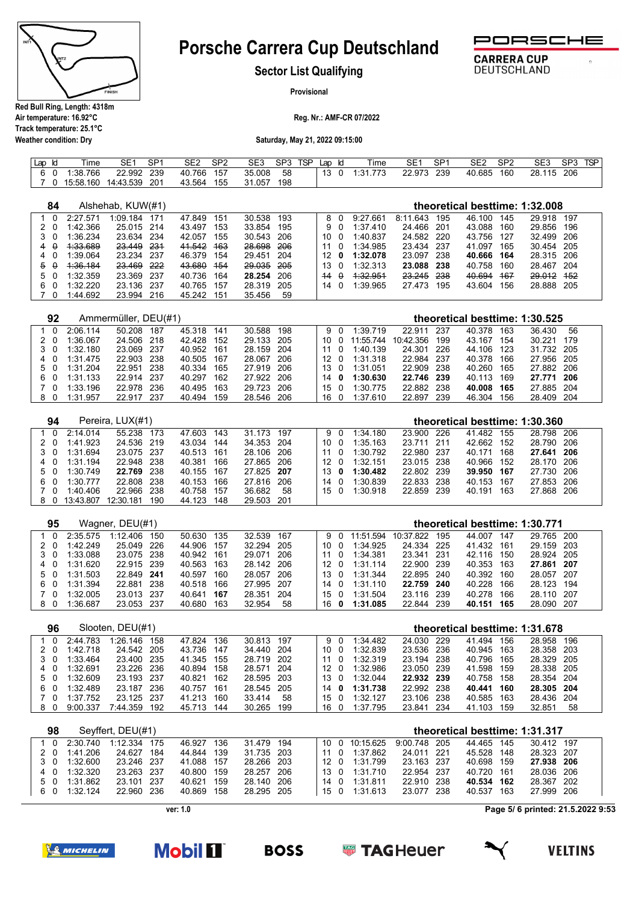# Porsche Carrera Cup Deutschland

## Sector List Qualifying

Provisional

Red Bull Ring, Length: 4318m
Air temperature: 16.92°C
Track temperature: 25.1°C
Weather condition: Dry

Reg. Nr.: AMF-CR 07/2022

Saturday, May 21, 2022 09:15:00

| Lap | Id | Time | SE1 | SP1 | SE2 | SP2 | SE3 | SP3 | TSP | Lap | Id | Time | SE1 | SP1 | SE2 | SP2 | SE3 | SP3 | TSP |
|---|---|---|---|---|---|---|---|---|---|---|---|---|---|---|---|---|---|---|---|
| 6 | 0 | 1:38.766 | 22.992 | 239 | 40.766 | 157 | 35.008 | 58 | | 13 | 0 | 1:31.773 | 22.973 | 239 | 40.685 | 160 | 28.115 | 206 | |
| 7 | 0 | 15:58.160 | 14:43.539 | 201 | 43.564 | 155 | 31.057 | 198 | | | | | | | | | | | |

### 84 Alshehab, KUW(#1) — theoretical besttime: 1:32.008

| Lap | Id | Time | SE1 | SP1 | SE2 | SP2 | SE3 | SP3 | Lap | Id | Time | SE1 | SP1 | SE2 | SP2 | SE3 | SP3 |
|---|---|---|---|---|---|---|---|---|---|---|---|---|---|---|---|---|---|
| 1 | 0 | 2:27.571 | 1:09.184 | 171 | 47.849 | 151 | 30.538 | 193 | 8 | 0 | 9:27.661 | 8:11.643 | 195 | 46.100 | 145 | 29.918 | 197 |
| 2 | 0 | 1:42.366 | 25.015 | 214 | 43.497 | 153 | 33.854 | 195 | 9 | 0 | 1:37.410 | 24.466 | 201 | 43.088 | 160 | 29.856 | 196 |
| 3 | 0 | 1:36.234 | 23.634 | 237 | 42.057 | 155 | 30.543 | 206 | 10 | 0 | 1:40.837 | 24.582 | 220 | 43.756 | 127 | 32.499 | 206 |
| ~~4~~ | ~~0~~ | ~~1:33.689~~ | ~~23.449~~ | ~~231~~ | ~~41.542~~ | ~~163~~ | ~~28.698~~ | ~~206~~ | 11 | 0 | 1:34.985 | 23.434 | 237 | 41.097 | 165 | 30.454 | 205 |
| 4 | 0 | 1:39.064 | 23.234 | 237 | 46.379 | 154 | 29.451 | 204 | 12 | **0** | **1:32.078** | 23.097 | 238 | **40.666** | **164** | 28.315 | 206 |
| ~~5~~ | ~~0~~ | ~~1:36.184~~ | ~~23.469~~ | ~~222~~ | ~~43.680~~ | ~~154~~ | ~~29.035~~ | ~~205~~ | 13 | 0 | 1:32.313 | **23.088** | **238** | 40.758 | 160 | 28.467 | 204 |
| 5 | 0 | 1:32.359 | 23.369 | 237 | 40.736 | 164 | **28.254** | 206 | ~~14~~ | ~~0~~ | ~~1:32.951~~ | ~~23.245~~ | ~~238~~ | ~~40.694~~ | ~~167~~ | ~~29.012~~ | ~~152~~ |
| 6 | 0 | 1:32.220 | 23.136 | 237 | 40.765 | 157 | 28.319 | 205 | 14 | 0 | 1:39.965 | 27.473 | 195 | 43.604 | 156 | 28.888 | 205 |
| 7 | 0 | 1:44.692 | 23.994 | 216 | 45.242 | 151 | 35.456 | 59 | | | | | | | | | |

### 92 Ammermüller, DEU(#1) — theoretical besttime: 1:30.525

| Lap | Id | Time | SE1 | SP1 | SE2 | SP2 | SE3 | SP3 | Lap | Id | Time | SE1 | SP1 | SE2 | SP2 | SE3 | SP3 |
|---|---|---|---|---|---|---|---|---|---|---|---|---|---|---|---|---|---|
| 1 | 0 | 2:06.114 | 50.208 | 187 | 45.318 | 141 | 30.588 | 198 | 9 | 0 | 1:39.719 | 22.911 | 237 | 40.378 | 163 | 36.430 | 56 |
| 2 | 0 | 1:36.067 | 24.506 | 218 | 42.428 | 152 | 29.133 | 205 | 10 | 0 | 11:55.744 | 10:42.356 | 199 | 43.167 | 154 | 30.221 | 179 |
| 3 | 0 | 1:32.180 | 23.069 | 237 | 40.952 | 161 | 28.159 | 204 | 11 | 0 | 1:40.139 | 24.301 | 226 | 44.106 | 123 | 31.732 | 205 |
| 4 | 0 | 1:31.475 | 22.903 | 237 | 40.505 | 167 | 28.067 | 206 | 12 | 0 | 1:31.318 | 22.984 | 237 | 40.378 | 166 | 27.956 | 205 |
| 5 | 0 | 1:31.204 | 22.951 | 238 | 40.334 | 165 | 27.919 | 206 | 13 | 0 | 1:31.051 | 22.909 | 238 | 40.260 | 165 | 27.882 | 206 |
| 6 | 0 | 1:31.133 | 22.914 | 237 | 40.297 | 162 | 27.922 | 206 | 14 | **0** | **1:30.630** | **22.746** | **239** | 40.113 | 169 | **27.771** | **206** |
| 7 | 0 | 1:33.196 | 22.978 | 236 | 40.495 | 163 | 29.723 | 206 | 15 | 0 | 1:30.775 | 22.882 | 238 | **40.008** | **165** | 27.885 | 204 |
| 8 | 0 | 1:31.957 | 22.917 | 237 | 40.494 | 159 | 28.546 | 206 | 16 | 0 | 1:37.610 | 22.897 | 239 | 46.304 | 156 | 28.409 | 204 |

### 94 Pereira, LUX(#1) — theoretical besttime: 1:30.360

| Lap | Id | Time | SE1 | SP1 | SE2 | SP2 | SE3 | SP3 | Lap | Id | Time | SE1 | SP1 | SE2 | SP2 | SE3 | SP3 |
|---|---|---|---|---|---|---|---|---|---|---|---|---|---|---|---|---|---|
| 1 | 0 | 2:14.014 | 55.238 | 173 | 47.603 | 143 | 31.173 | 197 | 9 | 0 | 1:34.180 | 23.900 | 226 | 41.482 | 155 | 28.798 | 206 |
| 2 | 0 | 1:41.923 | 24.536 | 219 | 43.034 | 144 | 34.353 | 204 | 10 | 0 | 1:35.163 | 23.711 | 211 | 42.662 | 152 | 28.790 | 206 |
| 3 | 0 | 1:31.694 | 23.075 | 237 | 40.513 | 161 | 28.106 | 206 | 11 | 0 | 1:30.792 | 22.980 | 237 | 40.171 | 168 | **27.641** | **206** |
| 4 | 0 | 1:31.194 | 22.948 | 238 | 40.381 | 166 | 27.865 | 206 | 12 | 0 | 1:32.151 | 23.015 | 238 | 40.966 | 152 | 28.170 | 206 |
| 5 | 0 | 1:30.749 | **22.769** | 238 | 40.155 | 167 | 27.825 | **207** | 13 | **0** | **1:30.482** | 22.802 | 239 | **39.950** | **167** | 27.730 | 206 |
| 6 | 0 | 1:30.777 | 22.808 | 238 | 40.153 | 166 | 27.816 | 206 | 14 | 0 | 1:30.839 | 22.833 | 238 | 40.153 | 167 | 27.853 | 206 |
| 7 | 0 | 1:40.406 | 22.966 | 238 | 40.758 | 157 | 36.682 | 58 | 15 | 0 | 1:30.918 | 22.859 | 239 | 40.191 | 163 | 27.868 | 206 |
| 8 | 0 | 13:43.807 | 12:30.181 | 190 | 44.123 | 148 | 29.503 | 201 | | | | | | | | | |

### 95 Wagner, DEU(#1) — theoretical besttime: 1:30.771

| Lap | Id | Time | SE1 | SP1 | SE2 | SP2 | SE3 | SP3 | Lap | Id | Time | SE1 | SP1 | SE2 | SP2 | SE3 | SP3 |
|---|---|---|---|---|---|---|---|---|---|---|---|---|---|---|---|---|---|
| 1 | 0 | 2:35.575 | 1:12.406 | 150 | 50.630 | 135 | 32.539 | 167 | 9 | 0 | 11:51.594 | 10:37.822 | 195 | 44.007 | 147 | 29.765 | 200 |
| 2 | 0 | 1:42.249 | 25.049 | 226 | 44.906 | 157 | 32.294 | 205 | 10 | 0 | 1:34.925 | 24.334 | 225 | 41.432 | 161 | 29.159 | 203 |
| 3 | 0 | 1:33.088 | 23.075 | 238 | 40.942 | 161 | 29.071 | 206 | 11 | 0 | 1:34.381 | 23.341 | 231 | 42.116 | 150 | 28.924 | 205 |
| 4 | 0 | 1:31.620 | 22.915 | 239 | 40.563 | 163 | 28.142 | 206 | 12 | 0 | 1:31.114 | 22.900 | 239 | 40.353 | 163 | **27.861** | **207** |
| 5 | 0 | 1:31.503 | 22.849 | **241** | 40.597 | 160 | 28.057 | 206 | 13 | 0 | 1:31.344 | 22.895 | 240 | 40.392 | 160 | 28.057 | 207 |
| 6 | 0 | 1:31.394 | 22.881 | 238 | 40.518 | 166 | 27.995 | 207 | 14 | 0 | 1:31.110 | **22.759** | **240** | 40.228 | 166 | 28.123 | 194 |
| 7 | 0 | 1:32.005 | 23.013 | 237 | 40.641 | **167** | 28.351 | 204 | 15 | 0 | 1:31.504 | 23.116 | 239 | 40.278 | 166 | 28.110 | 207 |
| 8 | 0 | 1:36.687 | 23.053 | 237 | 40.680 | 163 | 32.954 | 58 | 16 | **0** | **1:31.085** | 22.844 | 239 | **40.151** | **165** | 28.090 | 207 |

### 96 Slooten, DEU(#1) — theoretical besttime: 1:31.678

| Lap | Id | Time | SE1 | SP1 | SE2 | SP2 | SE3 | SP3 | Lap | Id | Time | SE1 | SP1 | SE2 | SP2 | SE3 | SP3 |
|---|---|---|---|---|---|---|---|---|---|---|---|---|---|---|---|---|---|
| 1 | 0 | 2:44.783 | 1:26.146 | 158 | 47.824 | 136 | 30.813 | 197 | 9 | 0 | 1:34.482 | 24.030 | 229 | 41.494 | 156 | 28.958 | 196 |
| 2 | 0 | 1:42.718 | 24.542 | 205 | 43.736 | 147 | 34.440 | 204 | 10 | 0 | 1:32.839 | 23.536 | 236 | 40.945 | 163 | 28.358 | 203 |
| 3 | 0 | 1:33.464 | 23.400 | 235 | 41.345 | 155 | 28.719 | 202 | 11 | 0 | 1:32.319 | 23.194 | 238 | 40.796 | 165 | 28.329 | 205 |
| 4 | 0 | 1:32.691 | 23.226 | 236 | 40.894 | 158 | 28.571 | 204 | 12 | 0 | 1:32.986 | 23.050 | 239 | 41.598 | 159 | 28.338 | 205 |
| 5 | 0 | 1:32.609 | 23.193 | 237 | 40.821 | 162 | 28.595 | 203 | 13 | 0 | 1:32.044 | **22.932** | **239** | 40.758 | 158 | 28.354 | 204 |
| 6 | 0 | 1:32.489 | 23.187 | 236 | 40.757 | 161 | 28.545 | 205 | 14 | **0** | **1:31.738** | 22.992 | 238 | **40.441** | **160** | **28.305** | **204** |
| 7 | 0 | 1:37.752 | 23.125 | 237 | 41.213 | 160 | 33.414 | 58 | 15 | 0 | 1:32.127 | 23.106 | 238 | 40.585 | 163 | 28.436 | 204 |
| 8 | 0 | 9:00.337 | 7:44.359 | 192 | 45.713 | 144 | 30.265 | 199 | 16 | 0 | 1:37.795 | 23.841 | 234 | 41.103 | 159 | 32.851 | 58 |

### 98 Seyffert, DEU(#1) — theoretical besttime: 1:31.317

| Lap | Id | Time | SE1 | SP1 | SE2 | SP2 | SE3 | SP3 | Lap | Id | Time | SE1 | SP1 | SE2 | SP2 | SE3 | SP3 |
|---|---|---|---|---|---|---|---|---|---|---|---|---|---|---|---|---|---|
| 1 | 0 | 2:30.740 | 1:12.334 | 175 | 46.927 | 136 | 31.479 | 194 | 10 | 0 | 10:15.625 | 9:00.748 | 205 | 44.465 | 145 | 30.412 | 197 |
| 2 | 0 | 1:41.206 | 24.627 | 184 | 44.844 | 139 | 31.735 | 203 | 11 | 0 | 1:37.862 | 24.011 | 221 | 45.528 | 148 | 28.323 | 207 |
| 3 | 0 | 1:32.600 | 23.246 | 237 | 41.088 | 157 | 28.266 | 203 | 12 | 0 | 1:31.799 | 23.163 | 237 | 40.698 | 159 | **27.938** | **206** |
| 4 | 0 | 1:32.320 | 23.263 | 237 | 40.800 | 159 | 28.257 | 206 | 13 | 0 | 1:31.710 | 22.954 | 237 | 40.720 | 161 | 28.036 | 206 |
| 5 | 0 | 1:31.862 | 23.101 | 237 | 40.621 | 159 | 28.140 | 206 | 14 | 0 | 1:31.811 | 22.910 | 238 | **40.534** | **162** | 28.367 | 202 |
| 6 | 0 | 1:32.124 | 22.960 | 236 | 40.869 | 158 | 28.295 | 205 | 15 | 0 | 1:31.613 | 23.077 | 238 | 40.537 | 163 | 27.999 | 206 |

ver: 1.0

printed: 21.5.2022 9:53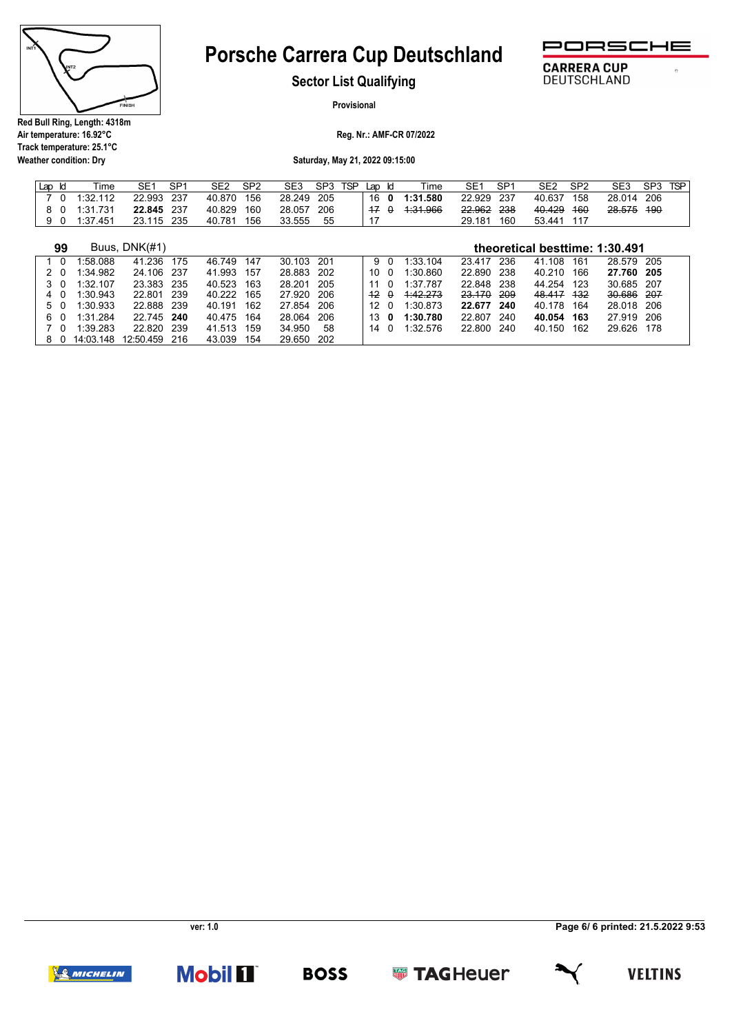# Porsche Carrera Cup Deutschland

## Sector List Qualifying

**Provisional**

**Red Bull Ring, Length: 4318m**
**Air temperature: 16.92°C**
**Track temperature: 25.1°C**
**Weather condition: Dry**

**Reg. Nr.: AMF-CR 07/2022**

**Saturday, May 21, 2022 09:15:00**

| Lap | ld | Time | SE1 | SP1 | SE2 | SP2 | SE3 | SP3 | TSP | Lap | ld | Time | SE1 | SP1 | SE2 | SP2 | SE3 | SP3 | TSP |
|---|---|---|---|---|---|---|---|---|---|---|---|---|---|---|---|---|---|---|---|
| 7 | 0 | 1:32.112 | 22.993 | 237 | 40.870 | 156 | 28.249 | 205 | | 16 | **0** | **1:31.580** | 22.929 | 237 | 40.637 | 158 | 28.014 | 206 | |
| 8 | 0 | 1:31.731 | **22.845** | 237 | 40.829 | 160 | 28.057 | 206 | | ~~17~~ | ~~0~~ | ~~1:31.966~~ | ~~22.962~~ | ~~238~~ | ~~40.429~~ | ~~160~~ | ~~28.575~~ | ~~190~~ | |
| 9 | 0 | 1:37.451 | 23.115 | 235 | 40.781 | 156 | 33.555 | 55 | | 17 | | | 29.181 | 160 | 53.441 | 117 | | | |

**99** Buus, DNK(#1) — **theoretical besttime: 1:30.491**

| Lap | ld | Time | SE1 | SP1 | SE2 | SP2 | SE3 | SP3 | TSP | Lap | ld | Time | SE1 | SP1 | SE2 | SP2 | SE3 | SP3 | TSP |
|---|---|---|---|---|---|---|---|---|---|---|---|---|---|---|---|---|---|---|---|
| 1 | 0 | 1:58.088 | 41.236 | 175 | 46.749 | 147 | 30.103 | 201 | | 9 | 0 | 1:33.104 | 23.417 | 236 | 41.108 | 161 | 28.579 | 205 | |
| 2 | 0 | 1:34.982 | 24.106 | 237 | 41.993 | 157 | 28.883 | 202 | | 10 | 0 | 1:30.860 | 22.890 | 238 | 40.210 | 166 | **27.760** | **205** | |
| 3 | 0 | 1:32.107 | 23.383 | 235 | 40.523 | 163 | 28.201 | 205 | | 11 | 0 | 1:37.787 | 22.848 | 238 | 44.254 | 123 | 30.685 | 207 | |
| 4 | 0 | 1:30.943 | 22.801 | 239 | 40.222 | 165 | 27.920 | 206 | | ~~12~~ | ~~0~~ | ~~1:42.273~~ | ~~23.170~~ | ~~209~~ | ~~48.417~~ | ~~132~~ | ~~30.686~~ | ~~207~~ | |
| 5 | 0 | 1:30.933 | 22.888 | 239 | 40.191 | 162 | 27.854 | 206 | | 12 | 0 | 1:30.873 | **22.677** | **240** | 40.178 | 164 | 28.018 | 206 | |
| 6 | 0 | 1:31.284 | 22.745 | **240** | 40.475 | 164 | 28.064 | 206 | | 13 | **0** | **1:30.780** | 22.807 | 240 | **40.054** | **163** | 27.919 | 206 | |
| 7 | 0 | 1:39.283 | 22.820 | 239 | 41.513 | 159 | 34.950 | 58 | | 14 | 0 | 1:32.576 | 22.800 | 240 | 40.150 | 162 | 29.626 | 178 | |
| 8 | 0 | 14:03.148 | 12:50.459 | 216 | 43.039 | 154 | 29.650 | 202 | | | | | | | | | | | |

ver: 1.0 — printed: 21.5.2022 9:53